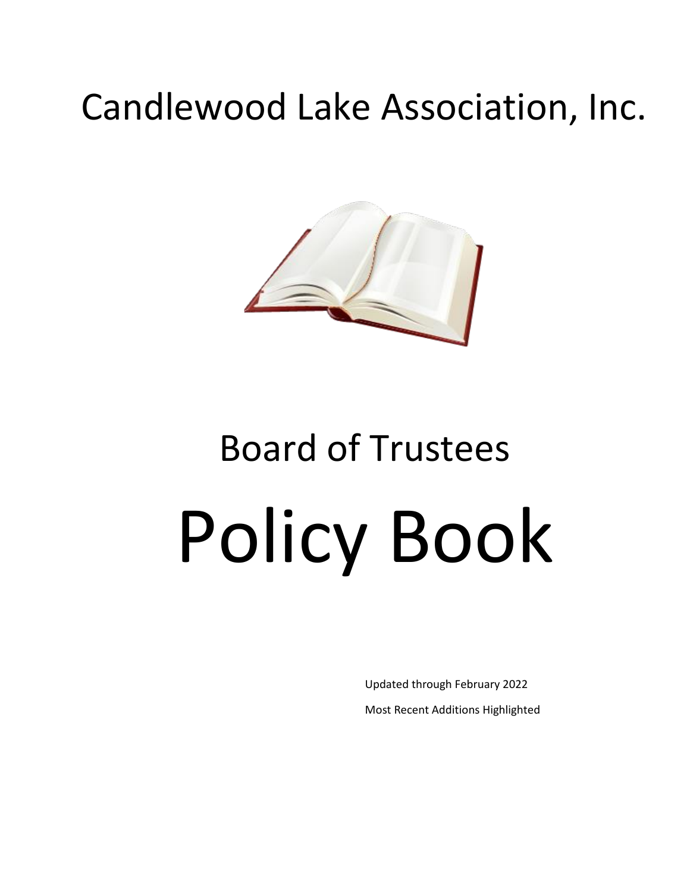# Candlewood Lake Association, Inc.

## Board of Trustees

# Policy Book

Updated through February 2022

Most Recent Additions Highlighted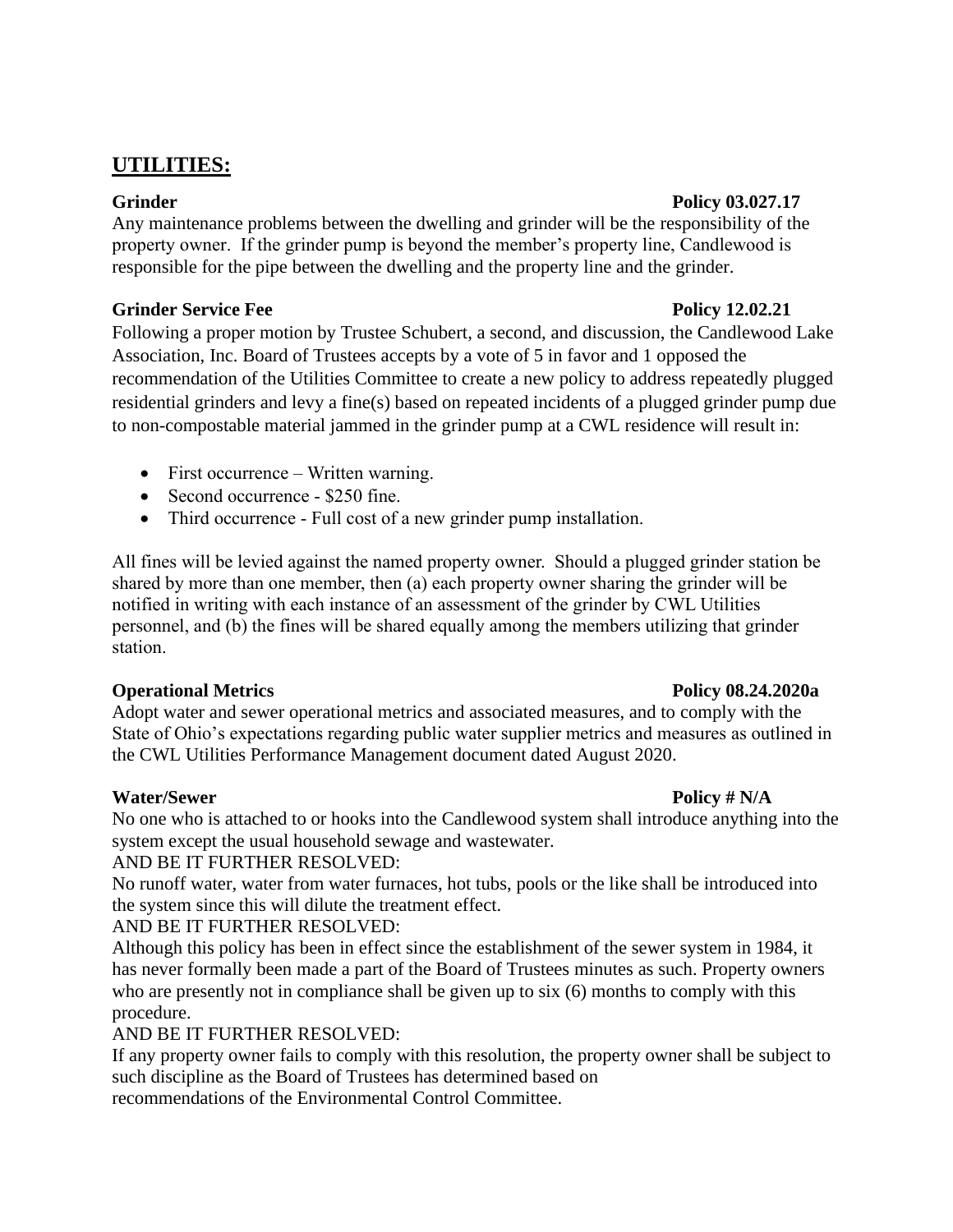## UTILITIES:

**Grinder** **Policy 03.027.17**

Any maintenance problems between the dwelling and grinder will be the responsibility of the property owner. If the grinder pump is beyond the member's property line, Candlewood is responsible for the pipe between the dwelling and the property line and the grinder.

**Grinder Service Fee** **Policy 12.02.21**

Following a proper motion by Trustee Schubert, a second, and discussion, the Candlewood Lake Association, Inc. Board of Trustees accepts by a vote of 5 in favor and 1 opposed the recommendation of the Utilities Committee to create a new policy to address repeatedly plugged residential grinders and levy a fine(s) based on repeated incidents of a plugged grinder pump due to non-compostable material jammed in the grinder pump at a CWL residence will result in:

- First occurrence – Written warning.
- Second occurrence - $250 fine.
- Third occurrence - Full cost of a new grinder pump installation.

All fines will be levied against the named property owner. Should a plugged grinder station be shared by more than one member, then (a) each property owner sharing the grinder will be notified in writing with each instance of an assessment of the grinder by CWL Utilities personnel, and (b) the fines will be shared equally among the members utilizing that grinder station.

**Operational Metrics** **Policy 08.24.2020a**

Adopt water and sewer operational metrics and associated measures, and to comply with the State of Ohio's expectations regarding public water supplier metrics and measures as outlined in the CWL Utilities Performance Management document dated August 2020.

**Water/Sewer** **Policy # N/A**

No one who is attached to or hooks into the Candlewood system shall introduce anything into the system except the usual household sewage and wastewater.

AND BE IT FURTHER RESOLVED:

No runoff water, water from water furnaces, hot tubs, pools or the like shall be introduced into the system since this will dilute the treatment effect.

AND BE IT FURTHER RESOLVED:

Although this policy has been in effect since the establishment of the sewer system in 1984, it has never formally been made a part of the Board of Trustees minutes as such. Property owners who are presently not in compliance shall be given up to six (6) months to comply with this procedure.

AND BE IT FURTHER RESOLVED:

If any property owner fails to comply with this resolution, the property owner shall be subject to such discipline as the Board of Trustees has determined based on recommendations of the Environmental Control Committee.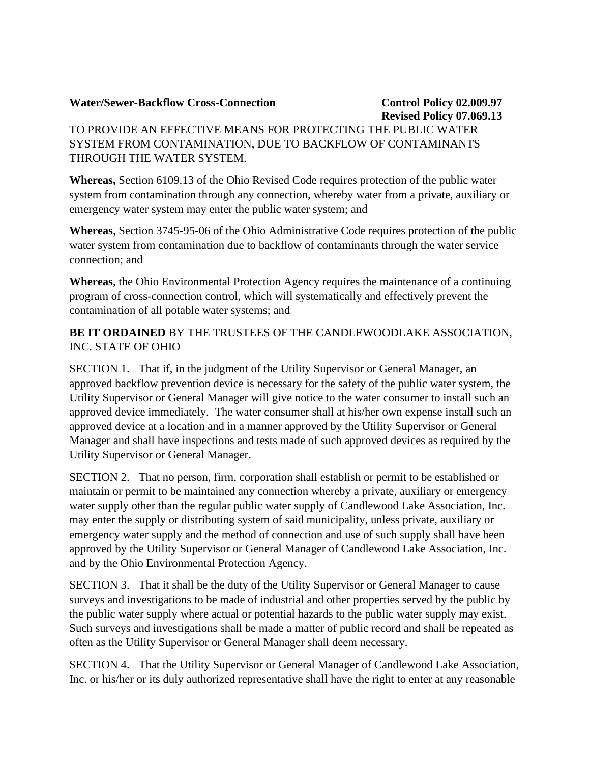**Water/Sewer-Backflow Cross-Connection** **Control Policy 02.009.97**
**Revised Policy 07.069.13**

TO PROVIDE AN EFFECTIVE MEANS FOR PROTECTING THE PUBLIC WATER SYSTEM FROM CONTAMINATION, DUE TO BACKFLOW OF CONTAMINANTS THROUGH THE WATER SYSTEM.

**Whereas,** Section 6109.13 of the Ohio Revised Code requires protection of the public water system from contamination through any connection, whereby water from a private, auxiliary or emergency water system may enter the public water system; and

**Whereas**, Section 3745-95-06 of the Ohio Administrative Code requires protection of the public water system from contamination due to backflow of contaminants through the water service connection; and

**Whereas**, the Ohio Environmental Protection Agency requires the maintenance of a continuing program of cross-connection control, which will systematically and effectively prevent the contamination of all potable water systems; and

**BE IT ORDAINED** BY THE TRUSTEES OF THE CANDLEWOODLAKE ASSOCIATION, INC. STATE OF OHIO

SECTION 1. That if, in the judgment of the Utility Supervisor or General Manager, an approved backflow prevention device is necessary for the safety of the public water system, the Utility Supervisor or General Manager will give notice to the water consumer to install such an approved device immediately. The water consumer shall at his/her own expense install such an approved device at a location and in a manner approved by the Utility Supervisor or General Manager and shall have inspections and tests made of such approved devices as required by the Utility Supervisor or General Manager.

SECTION 2. That no person, firm, corporation shall establish or permit to be established or maintain or permit to be maintained any connection whereby a private, auxiliary or emergency water supply other than the regular public water supply of Candlewood Lake Association, Inc. may enter the supply or distributing system of said municipality, unless private, auxiliary or emergency water supply and the method of connection and use of such supply shall have been approved by the Utility Supervisor or General Manager of Candlewood Lake Association, Inc. and by the Ohio Environmental Protection Agency.

SECTION 3. That it shall be the duty of the Utility Supervisor or General Manager to cause surveys and investigations to be made of industrial and other properties served by the public by the public water supply where actual or potential hazards to the public water supply may exist. Such surveys and investigations shall be made a matter of public record and shall be repeated as often as the Utility Supervisor or General Manager shall deem necessary.

SECTION 4. That the Utility Supervisor or General Manager of Candlewood Lake Association, Inc. or his/her or its duly authorized representative shall have the right to enter at any reasonable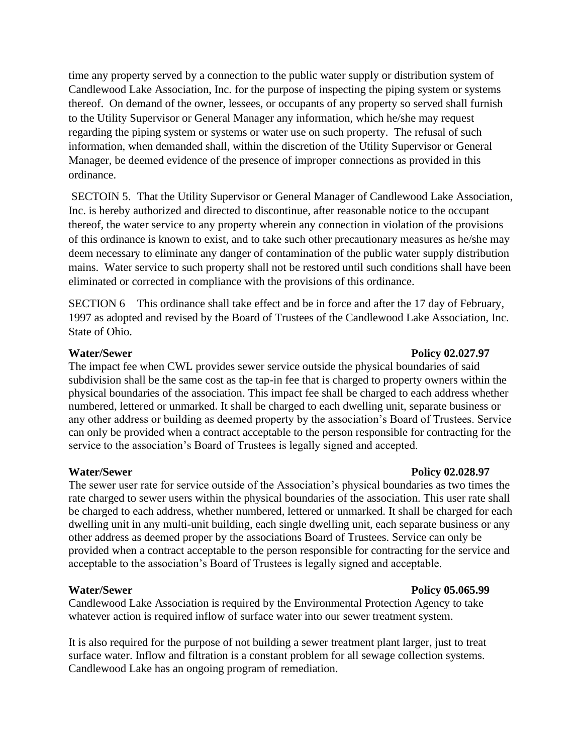time any property served by a connection to the public water supply or distribution system of Candlewood Lake Association, Inc. for the purpose of inspecting the piping system or systems thereof. On demand of the owner, lessees, or occupants of any property so served shall furnish to the Utility Supervisor or General Manager any information, which he/she may request regarding the piping system or systems or water use on such property. The refusal of such information, when demanded shall, within the discretion of the Utility Supervisor or General Manager, be deemed evidence of the presence of improper connections as provided in this ordinance.

SECTOIN 5. That the Utility Supervisor or General Manager of Candlewood Lake Association, Inc. is hereby authorized and directed to discontinue, after reasonable notice to the occupant thereof, the water service to any property wherein any connection in violation of the provisions of this ordinance is known to exist, and to take such other precautionary measures as he/she may deem necessary to eliminate any danger of contamination of the public water supply distribution mains. Water service to such property shall not be restored until such conditions shall have been eliminated or corrected in compliance with the provisions of this ordinance.

SECTION 6 This ordinance shall take effect and be in force and after the 17 day of February, 1997 as adopted and revised by the Board of Trustees of the Candlewood Lake Association, Inc. State of Ohio.

**Water/Sewer** **Policy 02.027.97**

The impact fee when CWL provides sewer service outside the physical boundaries of said subdivision shall be the same cost as the tap-in fee that is charged to property owners within the physical boundaries of the association. This impact fee shall be charged to each address whether numbered, lettered or unmarked. It shall be charged to each dwelling unit, separate business or any other address or building as deemed property by the association's Board of Trustees. Service can only be provided when a contract acceptable to the person responsible for contracting for the service to the association's Board of Trustees is legally signed and accepted.

**Water/Sewer** **Policy 02.028.97**

The sewer user rate for service outside of the Association's physical boundaries as two times the rate charged to sewer users within the physical boundaries of the association. This user rate shall be charged to each address, whether numbered, lettered or unmarked. It shall be charged for each dwelling unit in any multi-unit building, each single dwelling unit, each separate business or any other address as deemed proper by the associations Board of Trustees. Service can only be provided when a contract acceptable to the person responsible for contracting for the service and acceptable to the association's Board of Trustees is legally signed and acceptable.

**Water/Sewer** **Policy 05.065.99**

Candlewood Lake Association is required by the Environmental Protection Agency to take whatever action is required inflow of surface water into our sewer treatment system.

It is also required for the purpose of not building a sewer treatment plant larger, just to treat surface water. Inflow and filtration is a constant problem for all sewage collection systems. Candlewood Lake has an ongoing program of remediation.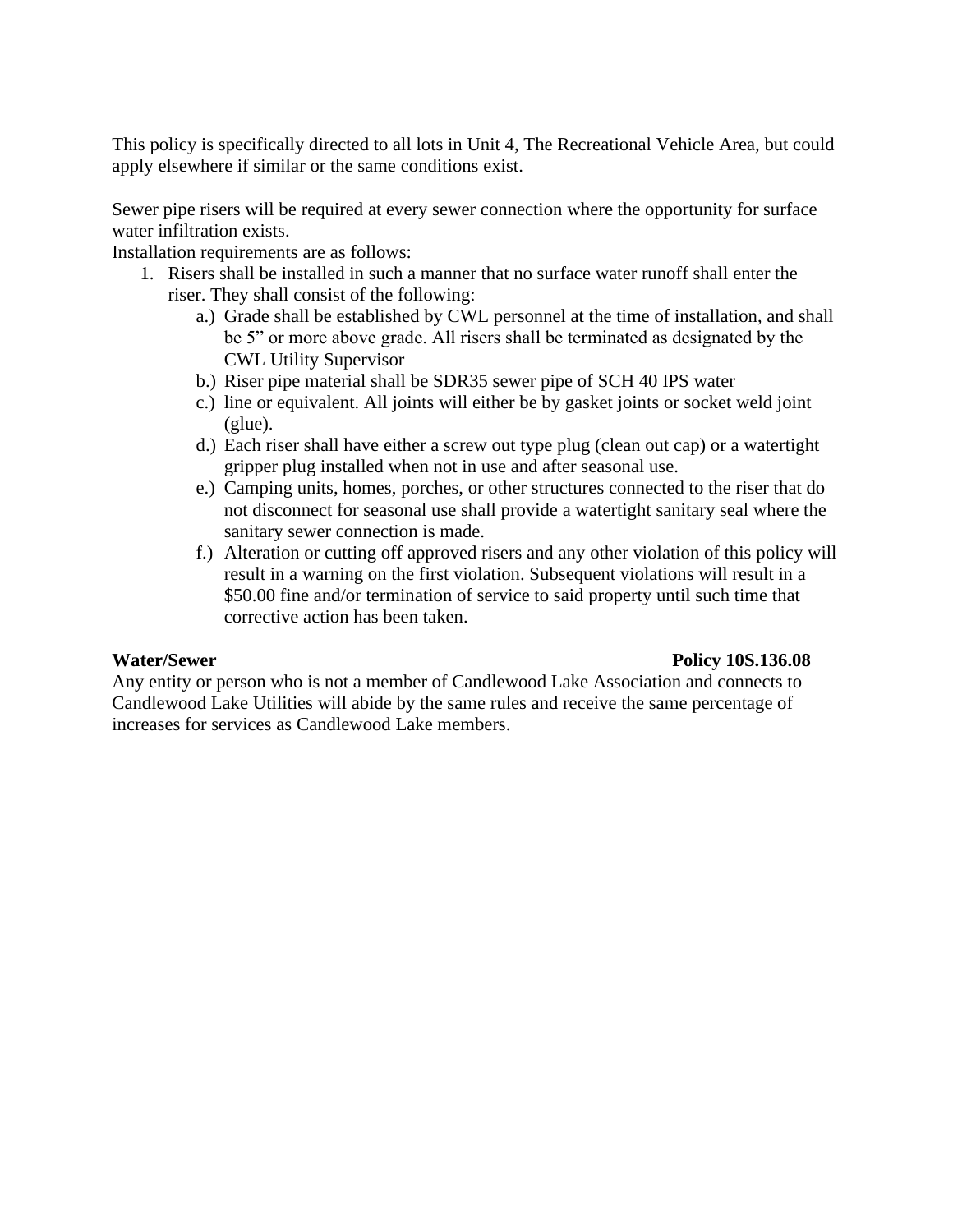This policy is specifically directed to all lots in Unit 4, The Recreational Vehicle Area, but could apply elsewhere if similar or the same conditions exist.

Sewer pipe risers will be required at every sewer connection where the opportunity for surface water infiltration exists.
Installation requirements are as follows:

1. Risers shall be installed in such a manner that no surface water runoff shall enter the riser. They shall consist of the following:
   a.) Grade shall be established by CWL personnel at the time of installation, and shall be 5" or more above grade. All risers shall be terminated as designated by the CWL Utility Supervisor
   b.) Riser pipe material shall be SDR35 sewer pipe of SCH 40 IPS water
   c.) line or equivalent. All joints will either be by gasket joints or socket weld joint (glue).
   d.) Each riser shall have either a screw out type plug (clean out cap) or a watertight gripper plug installed when not in use and after seasonal use.
   e.) Camping units, homes, porches, or other structures connected to the riser that do not disconnect for seasonal use shall provide a watertight sanitary seal where the sanitary sewer connection is made.
   f.) Alteration or cutting off approved risers and any other violation of this policy will result in a warning on the first violation. Subsequent violations will result in a $50.00 fine and/or termination of service to said property until such time that corrective action has been taken.

**Water/Sewer** **Policy 10S.136.08**

Any entity or person who is not a member of Candlewood Lake Association and connects to Candlewood Lake Utilities will abide by the same rules and receive the same percentage of increases for services as Candlewood Lake members.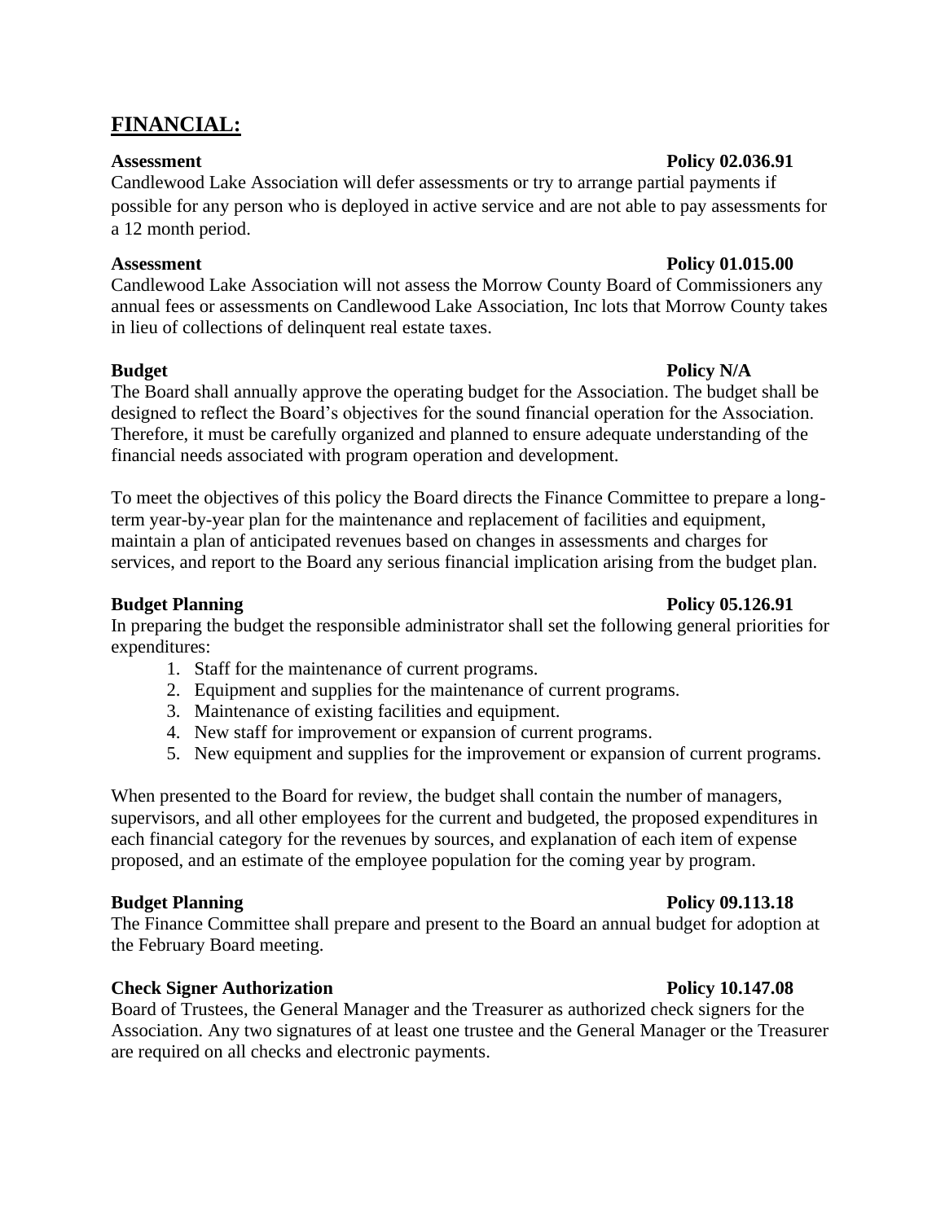## FINANCIAL:

**Assessment** **Policy 02.036.91**

Candlewood Lake Association will defer assessments or try to arrange partial payments if possible for any person who is deployed in active service and are not able to pay assessments for a 12 month period.

**Assessment** **Policy 01.015.00**

Candlewood Lake Association will not assess the Morrow County Board of Commissioners any annual fees or assessments on Candlewood Lake Association, Inc lots that Morrow County takes in lieu of collections of delinquent real estate taxes.

**Budget** **Policy N/A**

The Board shall annually approve the operating budget for the Association. The budget shall be designed to reflect the Board's objectives for the sound financial operation for the Association. Therefore, it must be carefully organized and planned to ensure adequate understanding of the financial needs associated with program operation and development.

To meet the objectives of this policy the Board directs the Finance Committee to prepare a long-term year-by-year plan for the maintenance and replacement of facilities and equipment, maintain a plan of anticipated revenues based on changes in assessments and charges for services, and report to the Board any serious financial implication arising from the budget plan.

**Budget Planning** **Policy 05.126.91**

In preparing the budget the responsible administrator shall set the following general priorities for expenditures:

1. Staff for the maintenance of current programs.
2. Equipment and supplies for the maintenance of current programs.
3. Maintenance of existing facilities and equipment.
4. New staff for improvement or expansion of current programs.
5. New equipment and supplies for the improvement or expansion of current programs.

When presented to the Board for review, the budget shall contain the number of managers, supervisors, and all other employees for the current and budgeted, the proposed expenditures in each financial category for the revenues by sources, and explanation of each item of expense proposed, and an estimate of the employee population for the coming year by program.

**Budget Planning** **Policy 09.113.18**

The Finance Committee shall prepare and present to the Board an annual budget for adoption at the February Board meeting.

**Check Signer Authorization** **Policy 10.147.08**

Board of Trustees, the General Manager and the Treasurer as authorized check signers for the Association. Any two signatures of at least one trustee and the General Manager or the Treasurer are required on all checks and electronic payments.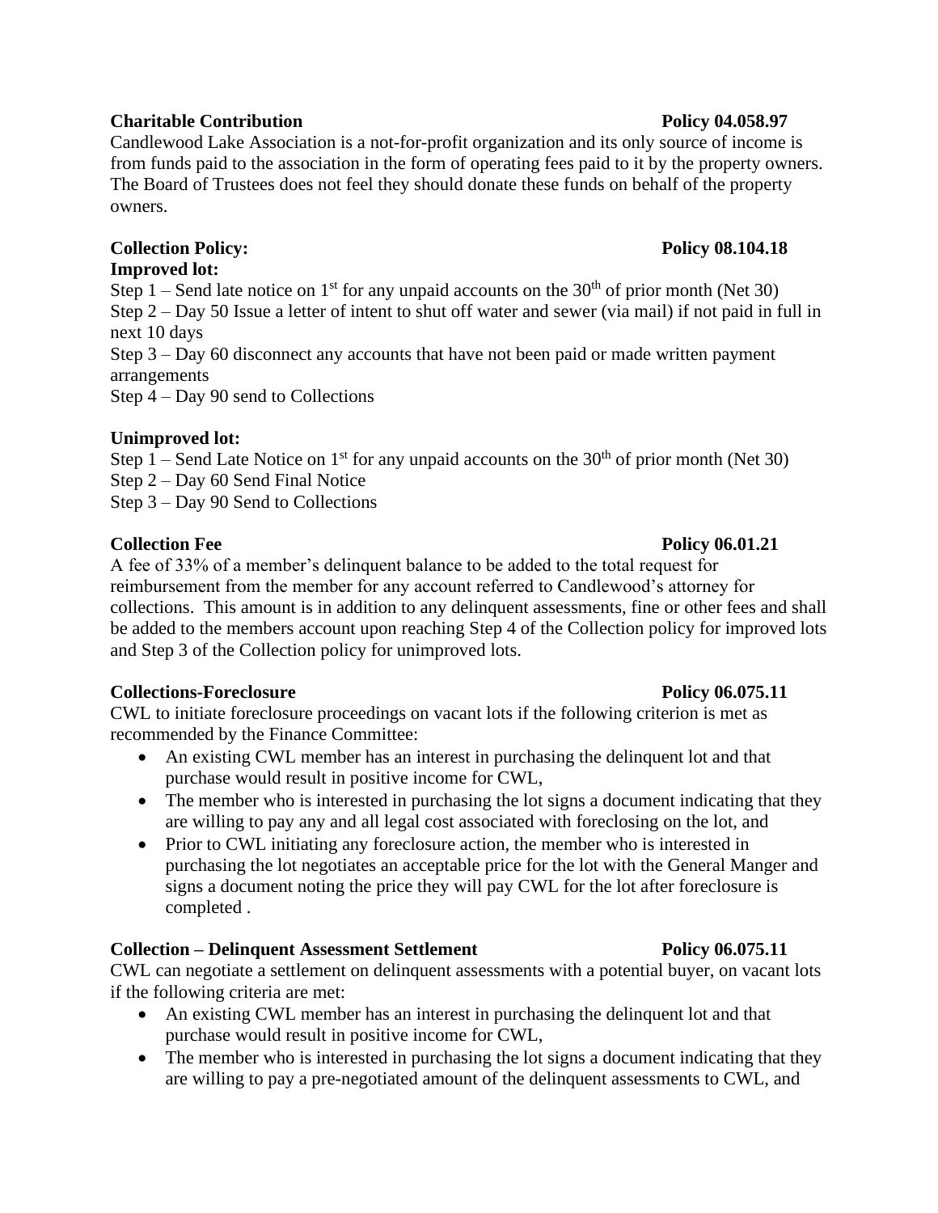**Charitable Contribution** **Policy 04.058.97**

Candlewood Lake Association is a not-for-profit organization and its only source of income is from funds paid to the association in the form of operating fees paid to it by the property owners. The Board of Trustees does not feel they should donate these funds on behalf of the property owners.

**Collection Policy:** **Policy 08.104.18**

**Improved lot:**

Step 1 – Send late notice on 1st for any unpaid accounts on the 30th of prior month (Net 30)

Step 2 – Day 50 Issue a letter of intent to shut off water and sewer (via mail) if not paid in full in next 10 days

Step 3 – Day 60 disconnect any accounts that have not been paid or made written payment arrangements

Step 4 – Day 90 send to Collections

**Unimproved lot:**

Step 1 – Send Late Notice on 1st for any unpaid accounts on the 30th of prior month (Net 30)

Step 2 – Day 60 Send Final Notice

Step 3 – Day 90 Send to Collections

**Collection Fee** **Policy 06.01.21**

A fee of 33% of a member's delinquent balance to be added to the total request for reimbursement from the member for any account referred to Candlewood's attorney for collections. This amount is in addition to any delinquent assessments, fine or other fees and shall be added to the members account upon reaching Step 4 of the Collection policy for improved lots and Step 3 of the Collection policy for unimproved lots.

**Collections-Foreclosure** **Policy 06.075.11**

CWL to initiate foreclosure proceedings on vacant lots if the following criterion is met as recommended by the Finance Committee:

- An existing CWL member has an interest in purchasing the delinquent lot and that purchase would result in positive income for CWL,
- The member who is interested in purchasing the lot signs a document indicating that they are willing to pay any and all legal cost associated with foreclosing on the lot, and
- Prior to CWL initiating any foreclosure action, the member who is interested in purchasing the lot negotiates an acceptable price for the lot with the General Manger and signs a document noting the price they will pay CWL for the lot after foreclosure is completed .

**Collection – Delinquent Assessment Settlement** **Policy 06.075.11**

CWL can negotiate a settlement on delinquent assessments with a potential buyer, on vacant lots if the following criteria are met:

- An existing CWL member has an interest in purchasing the delinquent lot and that purchase would result in positive income for CWL,
- The member who is interested in purchasing the lot signs a document indicating that they are willing to pay a pre-negotiated amount of the delinquent assessments to CWL, and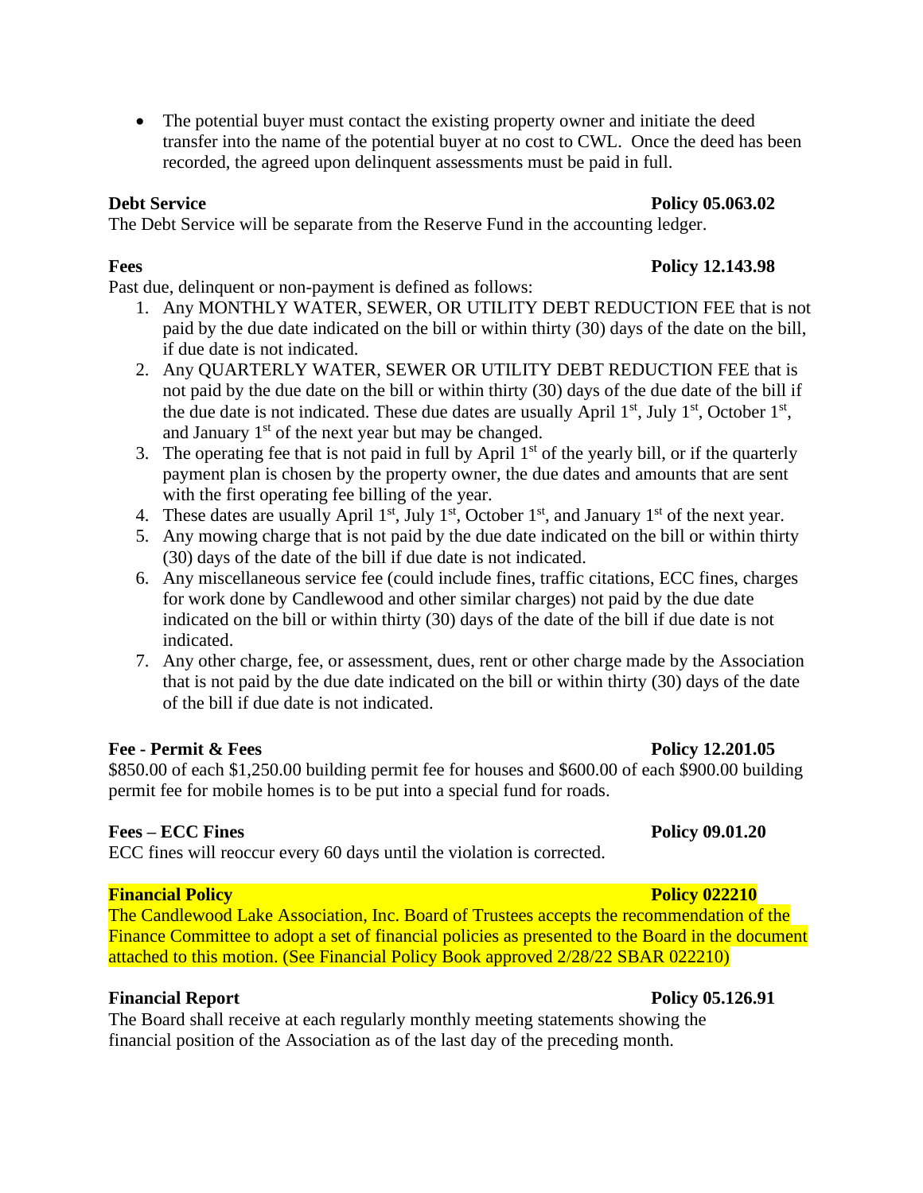- The potential buyer must contact the existing property owner and initiate the deed transfer into the name of the potential buyer at no cost to CWL. Once the deed has been recorded, the agreed upon delinquent assessments must be paid in full.

**Debt Service** **Policy 05.063.02**

The Debt Service will be separate from the Reserve Fund in the accounting ledger.

**Fees** **Policy 12.143.98**

Past due, delinquent or non-payment is defined as follows:

1. Any MONTHLY WATER, SEWER, OR UTILITY DEBT REDUCTION FEE that is not paid by the due date indicated on the bill or within thirty (30) days of the date on the bill, if due date is not indicated.
2. Any QUARTERLY WATER, SEWER OR UTILITY DEBT REDUCTION FEE that is not paid by the due date on the bill or within thirty (30) days of the due date of the bill if the due date is not indicated. These due dates are usually April 1st, July 1st, October 1st, and January 1st of the next year but may be changed.
3. The operating fee that is not paid in full by April 1st of the yearly bill, or if the quarterly payment plan is chosen by the property owner, the due dates and amounts that are sent with the first operating fee billing of the year.
4. These dates are usually April 1st, July 1st, October 1st, and January 1st of the next year.
5. Any mowing charge that is not paid by the due date indicated on the bill or within thirty (30) days of the date of the bill if due date is not indicated.
6. Any miscellaneous service fee (could include fines, traffic citations, ECC fines, charges for work done by Candlewood and other similar charges) not paid by the due date indicated on the bill or within thirty (30) days of the date of the bill if due date is not indicated.
7. Any other charge, fee, or assessment, dues, rent or other charge made by the Association that is not paid by the due date indicated on the bill or within thirty (30) days of the date of the bill if due date is not indicated.

**Fee - Permit & Fees** **Policy 12.201.05**

$850.00 of each $1,250.00 building permit fee for houses and $600.00 of each $900.00 building permit fee for mobile homes is to be put into a special fund for roads.

**Fees – ECC Fines** **Policy 09.01.20**

ECC fines will reoccur every 60 days until the violation is corrected.

**Financial Policy** **Policy 022210**

The Candlewood Lake Association, Inc. Board of Trustees accepts the recommendation of the Finance Committee to adopt a set of financial policies as presented to the Board in the document attached to this motion. (See Financial Policy Book approved 2/28/22 SBAR 022210)

**Financial Report** **Policy 05.126.91**

The Board shall receive at each regularly monthly meeting statements showing the financial position of the Association as of the last day of the preceding month.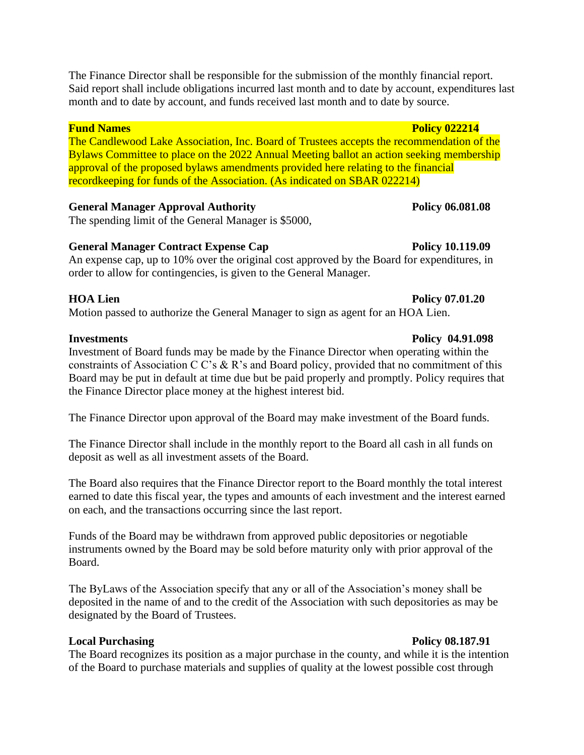The Finance Director shall be responsible for the submission of the monthly financial report. Said report shall include obligations incurred last month and to date by account, expenditures last month and to date by account, and funds received last month and to date by source.

**Fund Names** **Policy 022214**

The Candlewood Lake Association, Inc. Board of Trustees accepts the recommendation of the Bylaws Committee to place on the 2022 Annual Meeting ballot an action seeking membership approval of the proposed bylaws amendments provided here relating to the financial recordkeeping for funds of the Association. (As indicated on SBAR 022214)

**General Manager Approval Authority** **Policy 06.081.08**

The spending limit of the General Manager is $5000,

**General Manager Contract Expense Cap** **Policy 10.119.09**

An expense cap, up to 10% over the original cost approved by the Board for expenditures, in order to allow for contingencies, is given to the General Manager.

**HOA Lien** **Policy 07.01.20**

Motion passed to authorize the General Manager to sign as agent for an HOA Lien.

**Investments** **Policy 04.91.098**

Investment of Board funds may be made by the Finance Director when operating within the constraints of Association C C's & R's and Board policy, provided that no commitment of this Board may be put in default at time due but be paid properly and promptly. Policy requires that the Finance Director place money at the highest interest bid.

The Finance Director upon approval of the Board may make investment of the Board funds.

The Finance Director shall include in the monthly report to the Board all cash in all funds on deposit as well as all investment assets of the Board.

The Board also requires that the Finance Director report to the Board monthly the total interest earned to date this fiscal year, the types and amounts of each investment and the interest earned on each, and the transactions occurring since the last report.

Funds of the Board may be withdrawn from approved public depositories or negotiable instruments owned by the Board may be sold before maturity only with prior approval of the Board.

The ByLaws of the Association specify that any or all of the Association's money shall be deposited in the name of and to the credit of the Association with such depositories as may be designated by the Board of Trustees.

**Local Purchasing** **Policy 08.187.91**

The Board recognizes its position as a major purchase in the county, and while it is the intention of the Board to purchase materials and supplies of quality at the lowest possible cost through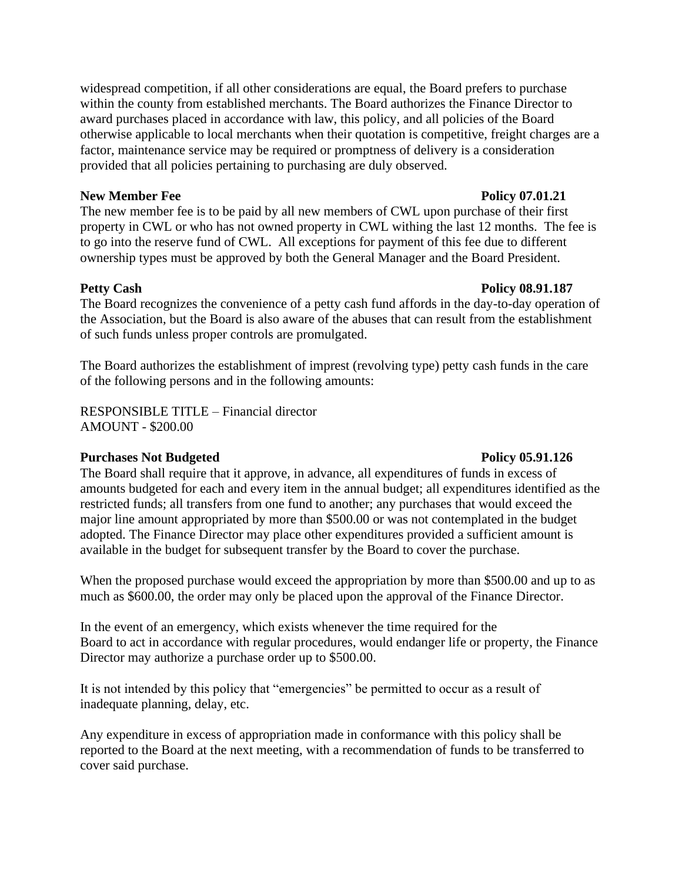widespread competition, if all other considerations are equal, the Board prefers to purchase within the county from established merchants. The Board authorizes the Finance Director to award purchases placed in accordance with law, this policy, and all policies of the Board otherwise applicable to local merchants when their quotation is competitive, freight charges are a factor, maintenance service may be required or promptness of delivery is a consideration provided that all policies pertaining to purchasing are duly observed.

**New Member Fee** **Policy 07.01.21**

The new member fee is to be paid by all new members of CWL upon purchase of their first property in CWL or who has not owned property in CWL withing the last 12 months. The fee is to go into the reserve fund of CWL. All exceptions for payment of this fee due to different ownership types must be approved by both the General Manager and the Board President.

**Petty Cash** **Policy 08.91.187**

The Board recognizes the convenience of a petty cash fund affords in the day-to-day operation of the Association, but the Board is also aware of the abuses that can result from the establishment of such funds unless proper controls are promulgated.

The Board authorizes the establishment of imprest (revolving type) petty cash funds in the care of the following persons and in the following amounts:

RESPONSIBLE TITLE – Financial director
AMOUNT - $200.00

**Purchases Not Budgeted** **Policy 05.91.126**

The Board shall require that it approve, in advance, all expenditures of funds in excess of amounts budgeted for each and every item in the annual budget; all expenditures identified as the restricted funds; all transfers from one fund to another; any purchases that would exceed the major line amount appropriated by more than $500.00 or was not contemplated in the budget adopted. The Finance Director may place other expenditures provided a sufficient amount is available in the budget for subsequent transfer by the Board to cover the purchase.

When the proposed purchase would exceed the appropriation by more than $500.00 and up to as much as $600.00, the order may only be placed upon the approval of the Finance Director.

In the event of an emergency, which exists whenever the time required for the Board to act in accordance with regular procedures, would endanger life or property, the Finance Director may authorize a purchase order up to $500.00.

It is not intended by this policy that "emergencies" be permitted to occur as a result of inadequate planning, delay, etc.

Any expenditure in excess of appropriation made in conformance with this policy shall be reported to the Board at the next meeting, with a recommendation of funds to be transferred to cover said purchase.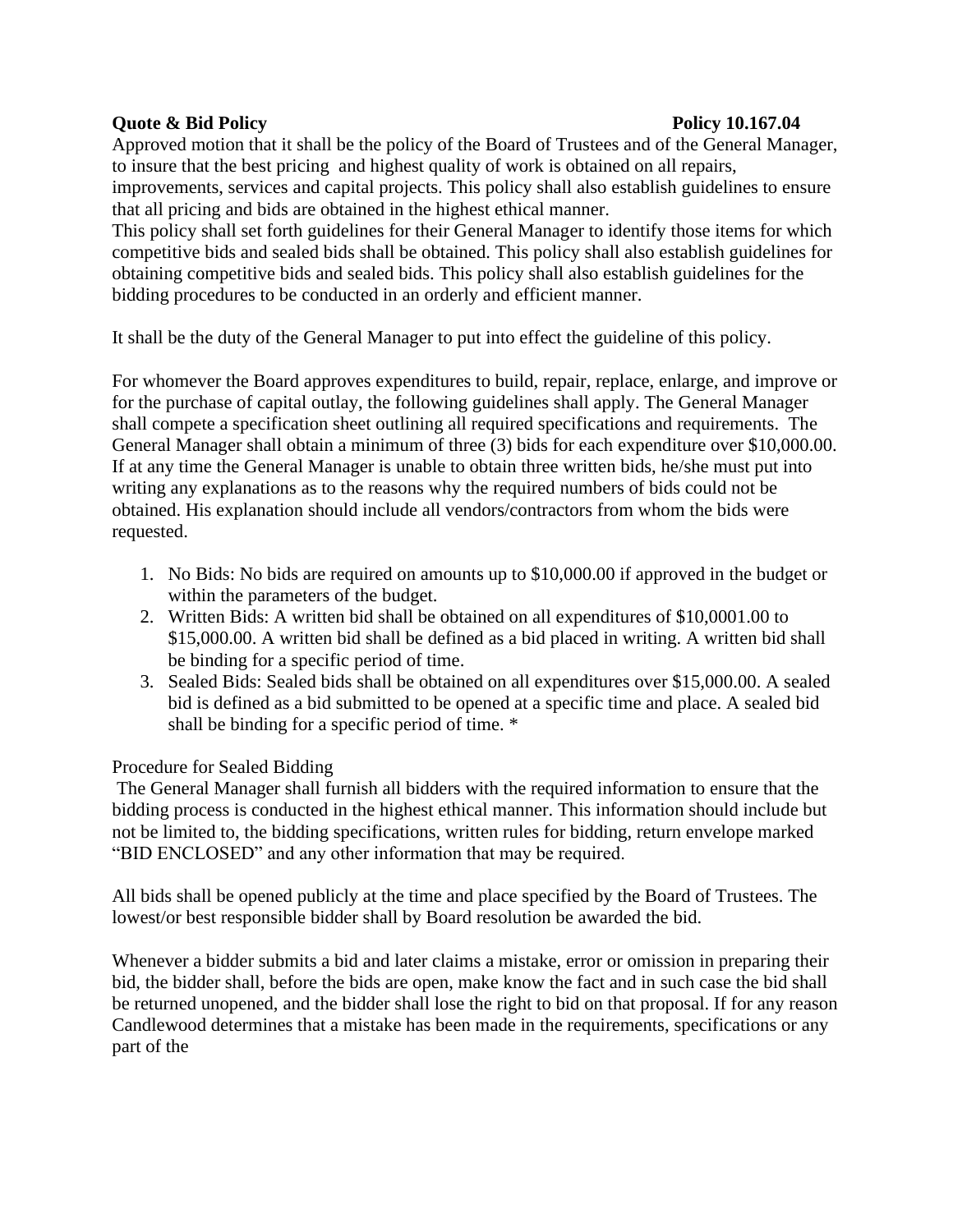**Quote & Bid Policy** **Policy 10.167.04**

Approved motion that it shall be the policy of the Board of Trustees and of the General Manager, to insure that the best pricing and highest quality of work is obtained on all repairs, improvements, services and capital projects. This policy shall also establish guidelines to ensure that all pricing and bids are obtained in the highest ethical manner.

This policy shall set forth guidelines for their General Manager to identify those items for which competitive bids and sealed bids shall be obtained. This policy shall also establish guidelines for obtaining competitive bids and sealed bids. This policy shall also establish guidelines for the bidding procedures to be conducted in an orderly and efficient manner.

It shall be the duty of the General Manager to put into effect the guideline of this policy.

For whomever the Board approves expenditures to build, repair, replace, enlarge, and improve or for the purchase of capital outlay, the following guidelines shall apply. The General Manager shall compete a specification sheet outlining all required specifications and requirements. The General Manager shall obtain a minimum of three (3) bids for each expenditure over $10,000.00. If at any time the General Manager is unable to obtain three written bids, he/she must put into writing any explanations as to the reasons why the required numbers of bids could not be obtained. His explanation should include all vendors/contractors from whom the bids were requested.

1. No Bids: No bids are required on amounts up to $10,000.00 if approved in the budget or within the parameters of the budget.
2. Written Bids: A written bid shall be obtained on all expenditures of $10,0001.00 to $15,000.00. A written bid shall be defined as a bid placed in writing. A written bid shall be binding for a specific period of time.
3. Sealed Bids: Sealed bids shall be obtained on all expenditures over $15,000.00. A sealed bid is defined as a bid submitted to be opened at a specific time and place. A sealed bid shall be binding for a specific period of time. *

Procedure for Sealed Bidding

The General Manager shall furnish all bidders with the required information to ensure that the bidding process is conducted in the highest ethical manner. This information should include but not be limited to, the bidding specifications, written rules for bidding, return envelope marked "BID ENCLOSED" and any other information that may be required.

All bids shall be opened publicly at the time and place specified by the Board of Trustees. The lowest/or best responsible bidder shall by Board resolution be awarded the bid.

Whenever a bidder submits a bid and later claims a mistake, error or omission in preparing their bid, the bidder shall, before the bids are open, make know the fact and in such case the bid shall be returned unopened, and the bidder shall lose the right to bid on that proposal. If for any reason Candlewood determines that a mistake has been made in the requirements, specifications or any part of the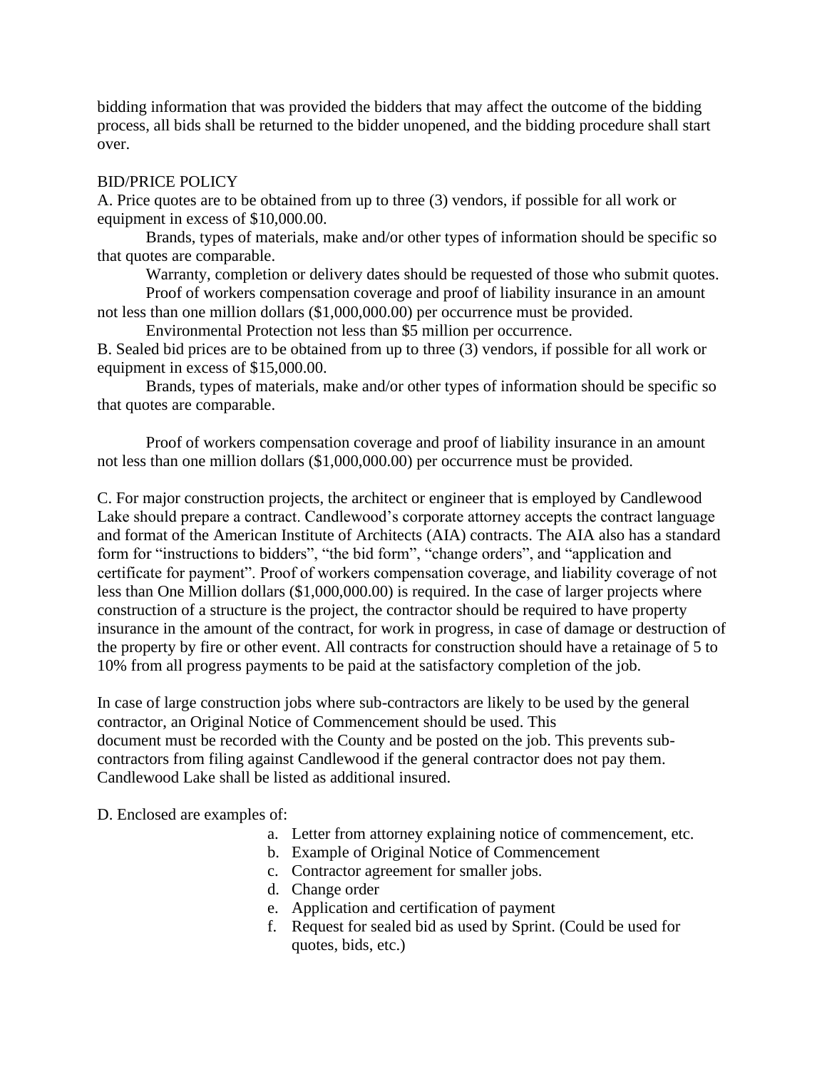bidding information that was provided the bidders that may affect the outcome of the bidding process, all bids shall be returned to the bidder unopened, and the bidding procedure shall start over.

BID/PRICE POLICY

A. Price quotes are to be obtained from up to three (3) vendors, if possible for all work or equipment in excess of $10,000.00.

Brands, types of materials, make and/or other types of information should be specific so that quotes are comparable.

Warranty, completion or delivery dates should be requested of those who submit quotes.

Proof of workers compensation coverage and proof of liability insurance in an amount not less than one million dollars ($1,000,000.00) per occurrence must be provided.

Environmental Protection not less than $5 million per occurrence.

B. Sealed bid prices are to be obtained from up to three (3) vendors, if possible for all work or equipment in excess of $15,000.00.

Brands, types of materials, make and/or other types of information should be specific so that quotes are comparable.

Proof of workers compensation coverage and proof of liability insurance in an amount not less than one million dollars ($1,000,000.00) per occurrence must be provided.

C. For major construction projects, the architect or engineer that is employed by Candlewood Lake should prepare a contract. Candlewood's corporate attorney accepts the contract language and format of the American Institute of Architects (AIA) contracts. The AIA also has a standard form for "instructions to bidders", "the bid form", "change orders", and "application and certificate for payment". Proof of workers compensation coverage, and liability coverage of not less than One Million dollars ($1,000,000.00) is required. In the case of larger projects where construction of a structure is the project, the contractor should be required to have property insurance in the amount of the contract, for work in progress, in case of damage or destruction of the property by fire or other event. All contracts for construction should have a retainage of 5 to 10% from all progress payments to be paid at the satisfactory completion of the job.

In case of large construction jobs where sub-contractors are likely to be used by the general contractor, an Original Notice of Commencement should be used. This document must be recorded with the County and be posted on the job. This prevents sub-contractors from filing against Candlewood if the general contractor does not pay them. Candlewood Lake shall be listed as additional insured.

D. Enclosed are examples of:

a. Letter from attorney explaining notice of commencement, etc.
b. Example of Original Notice of Commencement
c. Contractor agreement for smaller jobs.
d. Change order
e. Application and certification of payment
f. Request for sealed bid as used by Sprint. (Could be used for quotes, bids, etc.)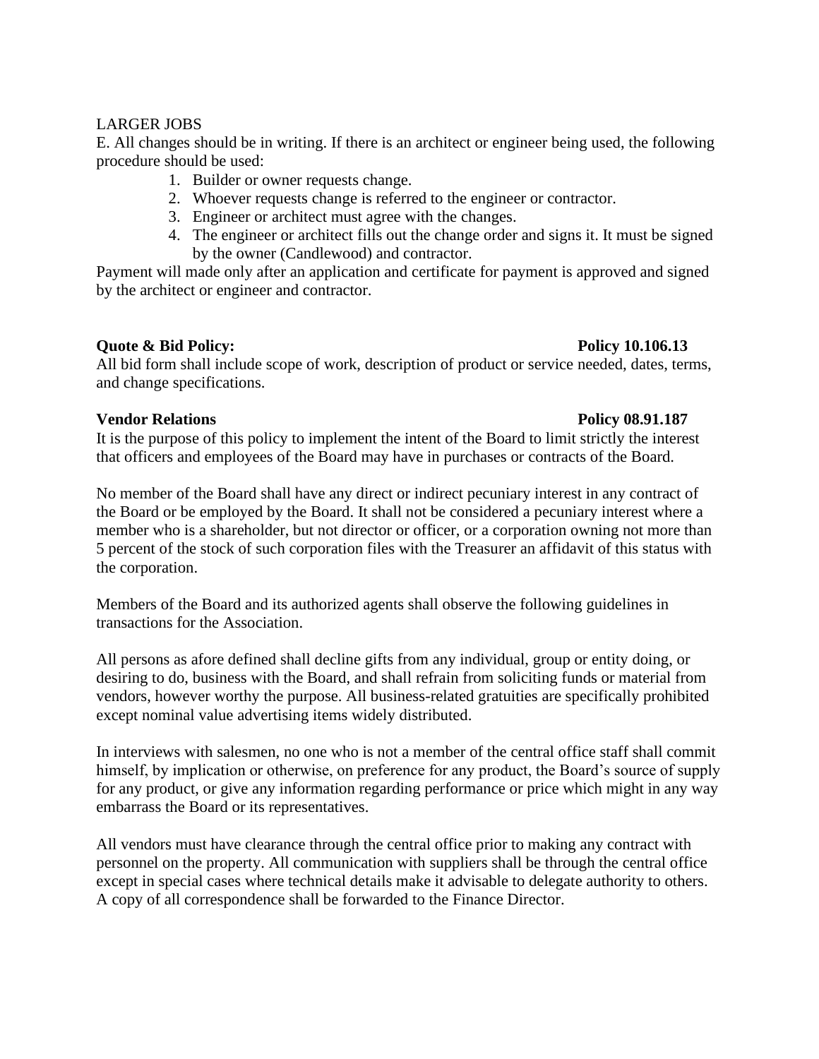LARGER JOBS

E. All changes should be in writing. If there is an architect or engineer being used, the following procedure should be used:

1. Builder or owner requests change.
2. Whoever requests change is referred to the engineer or contractor.
3. Engineer or architect must agree with the changes.
4. The engineer or architect fills out the change order and signs it. It must be signed by the owner (Candlewood) and contractor.

Payment will made only after an application and certificate for payment is approved and signed by the architect or engineer and contractor.

**Quote & Bid Policy:** **Policy 10.106.13**

All bid form shall include scope of work, description of product or service needed, dates, terms, and change specifications.

**Vendor Relations** **Policy 08.91.187**

It is the purpose of this policy to implement the intent of the Board to limit strictly the interest that officers and employees of the Board may have in purchases or contracts of the Board.

No member of the Board shall have any direct or indirect pecuniary interest in any contract of the Board or be employed by the Board. It shall not be considered a pecuniary interest where a member who is a shareholder, but not director or officer, or a corporation owning not more than 5 percent of the stock of such corporation files with the Treasurer an affidavit of this status with the corporation.

Members of the Board and its authorized agents shall observe the following guidelines in transactions for the Association.

All persons as afore defined shall decline gifts from any individual, group or entity doing, or desiring to do, business with the Board, and shall refrain from soliciting funds or material from vendors, however worthy the purpose. All business-related gratuities are specifically prohibited except nominal value advertising items widely distributed.

In interviews with salesmen, no one who is not a member of the central office staff shall commit himself, by implication or otherwise, on preference for any product, the Board's source of supply for any product, or give any information regarding performance or price which might in any way embarrass the Board or its representatives.

All vendors must have clearance through the central office prior to making any contract with personnel on the property. All communication with suppliers shall be through the central office except in special cases where technical details make it advisable to delegate authority to others. A copy of all correspondence shall be forwarded to the Finance Director.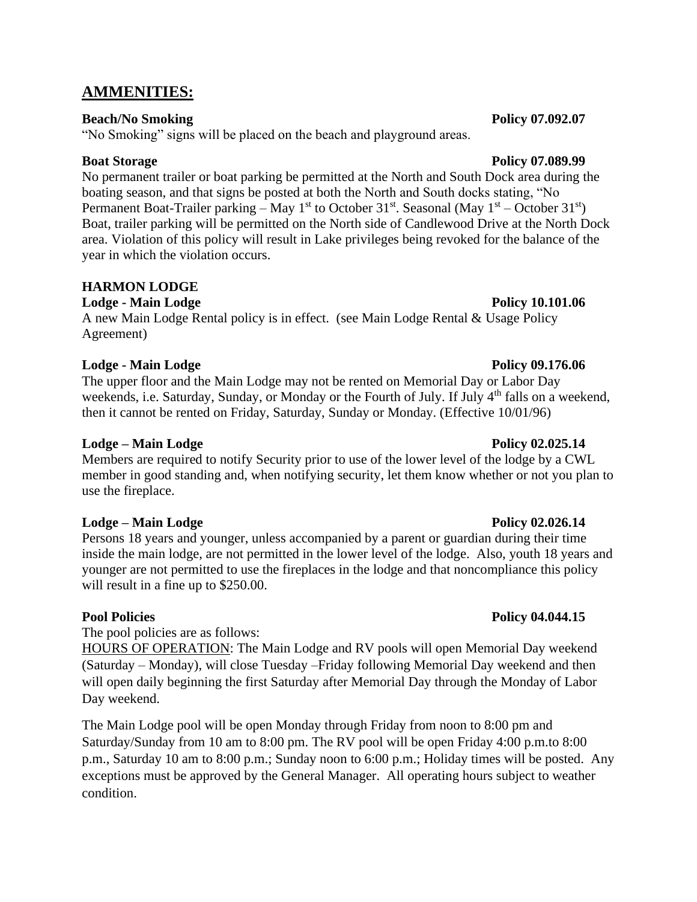## AMMENITIES:

**Beach/No Smoking** **Policy 07.092.07**

"No Smoking" signs will be placed on the beach and playground areas.

**Boat Storage** **Policy 07.089.99**

No permanent trailer or boat parking be permitted at the North and South Dock area during the boating season, and that signs be posted at both the North and South docks stating, "No Permanent Boat-Trailer parking – May 1st to October 31st. Seasonal (May 1st – October 31st) Boat, trailer parking will be permitted on the North side of Candlewood Drive at the North Dock area. Violation of this policy will result in Lake privileges being revoked for the balance of the year in which the violation occurs.

**HARMON LODGE**

**Lodge - Main Lodge** **Policy 10.101.06**

A new Main Lodge Rental policy is in effect. (see Main Lodge Rental & Usage Policy Agreement)

**Lodge - Main Lodge** **Policy 09.176.06**

The upper floor and the Main Lodge may not be rented on Memorial Day or Labor Day weekends, i.e. Saturday, Sunday, or Monday or the Fourth of July. If July 4th falls on a weekend, then it cannot be rented on Friday, Saturday, Sunday or Monday. (Effective 10/01/96)

**Lodge – Main Lodge** **Policy 02.025.14**

Members are required to notify Security prior to use of the lower level of the lodge by a CWL member in good standing and, when notifying security, let them know whether or not you plan to use the fireplace.

**Lodge – Main Lodge** **Policy 02.026.14**

Persons 18 years and younger, unless accompanied by a parent or guardian during their time inside the main lodge, are not permitted in the lower level of the lodge. Also, youth 18 years and younger are not permitted to use the fireplaces in the lodge and that noncompliance this policy will result in a fine up to $250.00.

**Pool Policies** **Policy 04.044.15**

The pool policies are as follows:

<u>HOURS OF OPERATION</u>: The Main Lodge and RV pools will open Memorial Day weekend (Saturday – Monday), will close Tuesday –Friday following Memorial Day weekend and then will open daily beginning the first Saturday after Memorial Day through the Monday of Labor Day weekend.

The Main Lodge pool will be open Monday through Friday from noon to 8:00 pm and Saturday/Sunday from 10 am to 8:00 pm. The RV pool will be open Friday 4:00 p.m.to 8:00 p.m., Saturday 10 am to 8:00 p.m.; Sunday noon to 6:00 p.m.; Holiday times will be posted. Any exceptions must be approved by the General Manager. All operating hours subject to weather condition.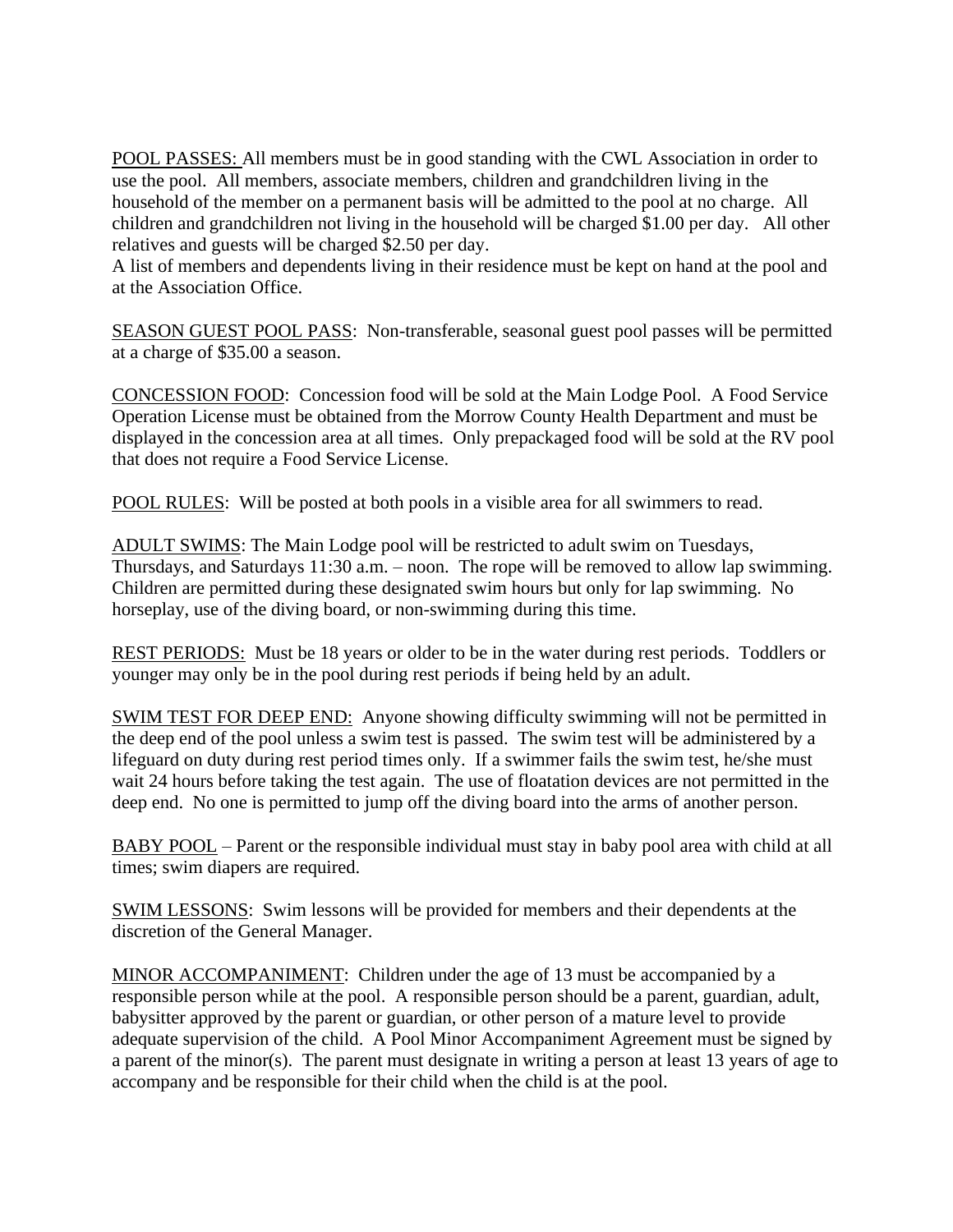POOL PASSES: All members must be in good standing with the CWL Association in order to use the pool. All members, associate members, children and grandchildren living in the household of the member on a permanent basis will be admitted to the pool at no charge. All children and grandchildren not living in the household will be charged $1.00 per day. All other relatives and guests will be charged $2.50 per day.
A list of members and dependents living in their residence must be kept on hand at the pool and at the Association Office.

SEASON GUEST POOL PASS: Non-transferable, seasonal guest pool passes will be permitted at a charge of $35.00 a season.

CONCESSION FOOD: Concession food will be sold at the Main Lodge Pool. A Food Service Operation License must be obtained from the Morrow County Health Department and must be displayed in the concession area at all times. Only prepackaged food will be sold at the RV pool that does not require a Food Service License.

POOL RULES: Will be posted at both pools in a visible area for all swimmers to read.

ADULT SWIMS: The Main Lodge pool will be restricted to adult swim on Tuesdays, Thursdays, and Saturdays 11:30 a.m. – noon. The rope will be removed to allow lap swimming. Children are permitted during these designated swim hours but only for lap swimming. No horseplay, use of the diving board, or non-swimming during this time.

REST PERIODS: Must be 18 years or older to be in the water during rest periods. Toddlers or younger may only be in the pool during rest periods if being held by an adult.

SWIM TEST FOR DEEP END: Anyone showing difficulty swimming will not be permitted in the deep end of the pool unless a swim test is passed. The swim test will be administered by a lifeguard on duty during rest period times only. If a swimmer fails the swim test, he/she must wait 24 hours before taking the test again. The use of floatation devices are not permitted in the deep end. No one is permitted to jump off the diving board into the arms of another person.

BABY POOL – Parent or the responsible individual must stay in baby pool area with child at all times; swim diapers are required.

SWIM LESSONS: Swim lessons will be provided for members and their dependents at the discretion of the General Manager.

MINOR ACCOMPANIMENT: Children under the age of 13 must be accompanied by a responsible person while at the pool. A responsible person should be a parent, guardian, adult, babysitter approved by the parent or guardian, or other person of a mature level to provide adequate supervision of the child. A Pool Minor Accompaniment Agreement must be signed by a parent of the minor(s). The parent must designate in writing a person at least 13 years of age to accompany and be responsible for their child when the child is at the pool.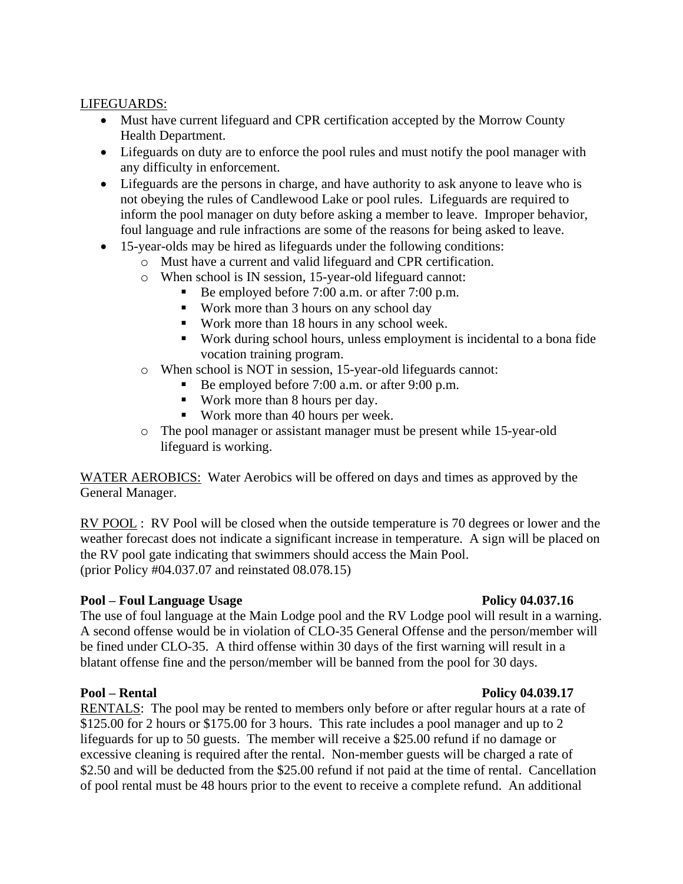LIFEGUARDS:

- Must have current lifeguard and CPR certification accepted by the Morrow County Health Department.
- Lifeguards on duty are to enforce the pool rules and must notify the pool manager with any difficulty in enforcement.
- Lifeguards are the persons in charge, and have authority to ask anyone to leave who is not obeying the rules of Candlewood Lake or pool rules. Lifeguards are required to inform the pool manager on duty before asking a member to leave. Improper behavior, foul language and rule infractions are some of the reasons for being asked to leave.
- 15-year-olds may be hired as lifeguards under the following conditions:
  - Must have a current and valid lifeguard and CPR certification.
  - When school is IN session, 15-year-old lifeguard cannot:
    - Be employed before 7:00 a.m. or after 7:00 p.m.
    - Work more than 3 hours on any school day
    - Work more than 18 hours in any school week.
    - Work during school hours, unless employment is incidental to a bona fide vocation training program.
  - When school is NOT in session, 15-year-old lifeguards cannot:
    - Be employed before 7:00 a.m. or after 9:00 p.m.
    - Work more than 8 hours per day.
    - Work more than 40 hours per week.
  - The pool manager or assistant manager must be present while 15-year-old lifeguard is working.

WATER AEROBICS: Water Aerobics will be offered on days and times as approved by the General Manager.

RV POOL : RV Pool will be closed when the outside temperature is 70 degrees or lower and the weather forecast does not indicate a significant increase in temperature. A sign will be placed on the RV pool gate indicating that swimmers should access the Main Pool.
(prior Policy #04.037.07 and reinstated 08.078.15)

**Pool – Foul Language Usage** **Policy 04.037.16**

The use of foul language at the Main Lodge pool and the RV Lodge pool will result in a warning. A second offense would be in violation of CLO-35 General Offense and the person/member will be fined under CLO-35. A third offense within 30 days of the first warning will result in a blatant offense fine and the person/member will be banned from the pool for 30 days.

**Pool – Rental** **Policy 04.039.17**

RENTALS: The pool may be rented to members only before or after regular hours at a rate of $125.00 for 2 hours or $175.00 for 3 hours. This rate includes a pool manager and up to 2 lifeguards for up to 50 guests. The member will receive a $25.00 refund if no damage or excessive cleaning is required after the rental. Non-member guests will be charged a rate of $2.50 and will be deducted from the $25.00 refund if not paid at the time of rental. Cancellation of pool rental must be 48 hours prior to the event to receive a complete refund. An additional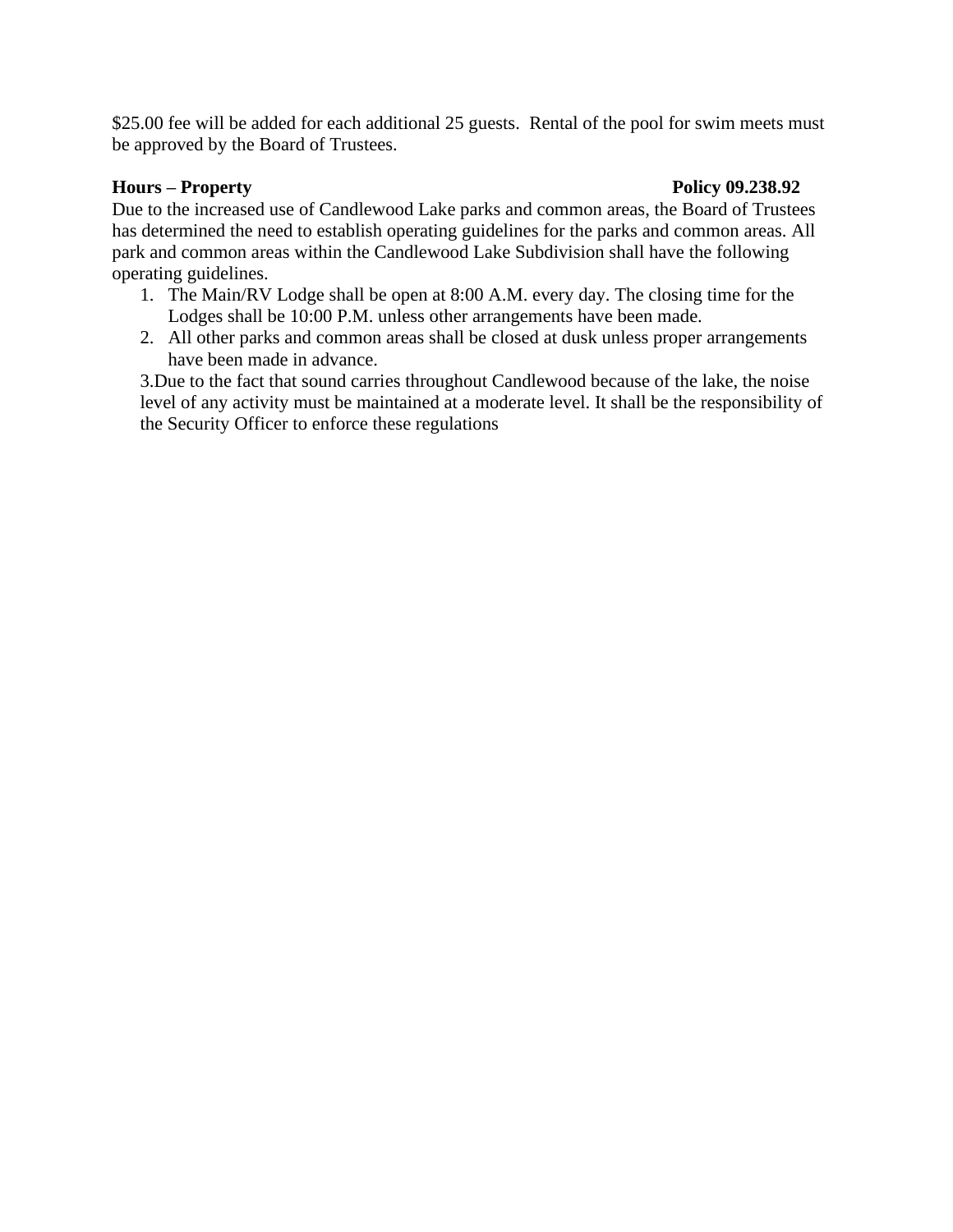$25.00 fee will be added for each additional 25 guests. Rental of the pool for swim meets must be approved by the Board of Trustees.

**Hours – Property** **Policy 09.238.92**

Due to the increased use of Candlewood Lake parks and common areas, the Board of Trustees has determined the need to establish operating guidelines for the parks and common areas. All park and common areas within the Candlewood Lake Subdivision shall have the following operating guidelines.

1. The Main/RV Lodge shall be open at 8:00 A.M. every day. The closing time for the Lodges shall be 10:00 P.M. unless other arrangements have been made.
2. All other parks and common areas shall be closed at dusk unless proper arrangements have been made in advance.

3.Due to the fact that sound carries throughout Candlewood because of the lake, the noise level of any activity must be maintained at a moderate level. It shall be the responsibility of the Security Officer to enforce these regulations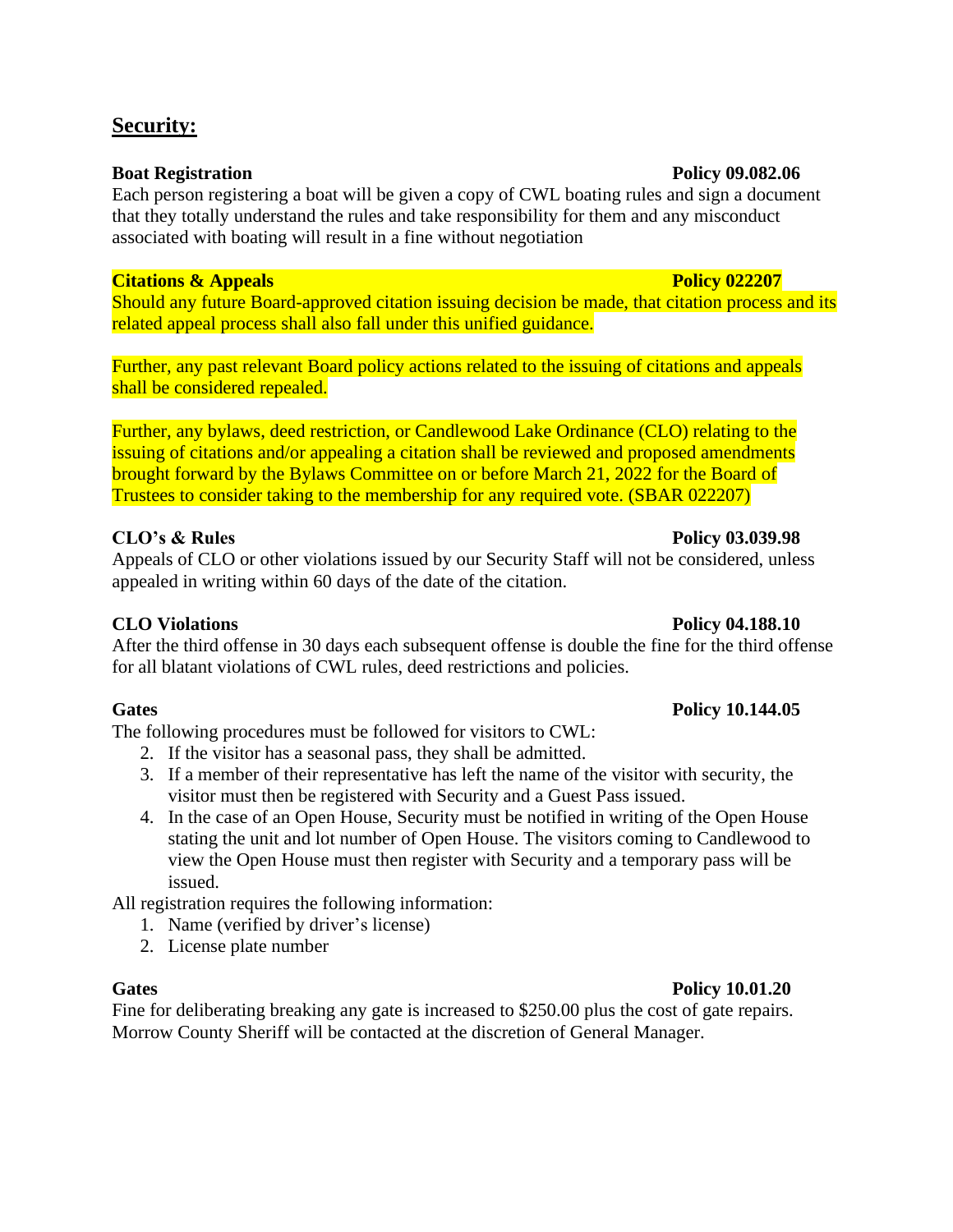## Security:

**Boat Registration** **Policy 09.082.06**

Each person registering a boat will be given a copy of CWL boating rules and sign a document that they totally understand the rules and take responsibility for them and any misconduct associated with boating will result in a fine without negotiation

**Citations & Appeals** **Policy 022207**

Should any future Board-approved citation issuing decision be made, that citation process and its related appeal process shall also fall under this unified guidance.

Further, any past relevant Board policy actions related to the issuing of citations and appeals shall be considered repealed.

Further, any bylaws, deed restriction, or Candlewood Lake Ordinance (CLO) relating to the issuing of citations and/or appealing a citation shall be reviewed and proposed amendments brought forward by the Bylaws Committee on or before March 21, 2022 for the Board of Trustees to consider taking to the membership for any required vote. (SBAR 022207)

**CLO's & Rules** **Policy 03.039.98**

Appeals of CLO or other violations issued by our Security Staff will not be considered, unless appealed in writing within 60 days of the date of the citation.

**CLO Violations** **Policy 04.188.10**

After the third offense in 30 days each subsequent offense is double the fine for the third offense for all blatant violations of CWL rules, deed restrictions and policies.

**Gates** **Policy 10.144.05**

The following procedures must be followed for visitors to CWL:

2. If the visitor has a seasonal pass, they shall be admitted.
3. If a member of their representative has left the name of the visitor with security, the visitor must then be registered with Security and a Guest Pass issued.
4. In the case of an Open House, Security must be notified in writing of the Open House stating the unit and lot number of Open House. The visitors coming to Candlewood to view the Open House must then register with Security and a temporary pass will be issued.

All registration requires the following information:

1. Name (verified by driver's license)
2. License plate number

**Gates** **Policy 10.01.20**

Fine for deliberating breaking any gate is increased to $250.00 plus the cost of gate repairs. Morrow County Sheriff will be contacted at the discretion of General Manager.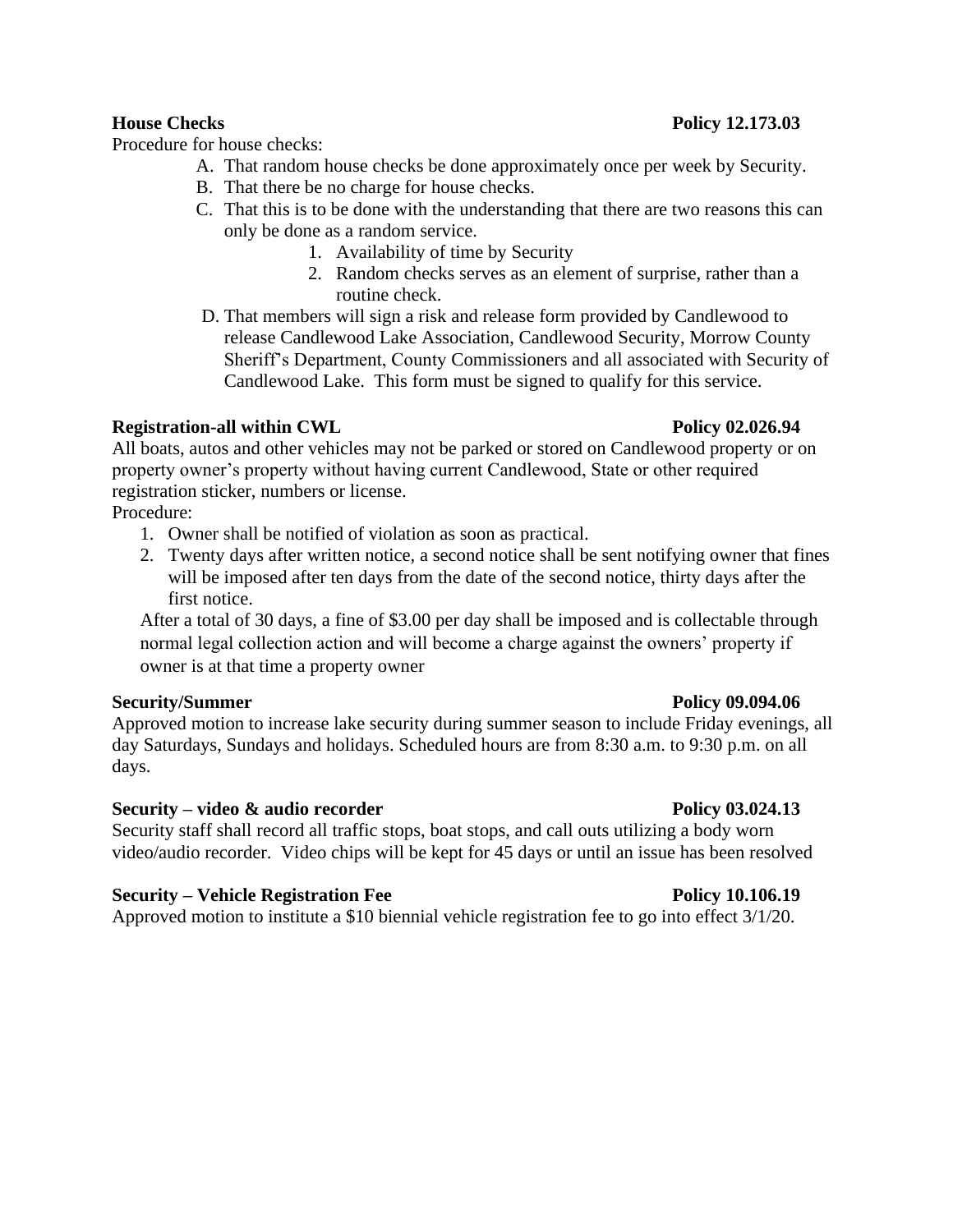**House Checks** **Policy 12.173.03**

Procedure for house checks:

A. That random house checks be done approximately once per week by Security.
B. That there be no charge for house checks.
C. That this is to be done with the understanding that there are two reasons this can only be done as a random service.
    1. Availability of time by Security
    2. Random checks serves as an element of surprise, rather than a routine check.
D. That members will sign a risk and release form provided by Candlewood to release Candlewood Lake Association, Candlewood Security, Morrow County Sheriff's Department, County Commissioners and all associated with Security of Candlewood Lake. This form must be signed to qualify for this service.

**Registration-all within CWL** **Policy 02.026.94**

All boats, autos and other vehicles may not be parked or stored on Candlewood property or on property owner's property without having current Candlewood, State or other required registration sticker, numbers or license.

Procedure:

1. Owner shall be notified of violation as soon as practical.
2. Twenty days after written notice, a second notice shall be sent notifying owner that fines will be imposed after ten days from the date of the second notice, thirty days after the first notice.

After a total of 30 days, a fine of $3.00 per day shall be imposed and is collectable through normal legal collection action and will become a charge against the owners' property if owner is at that time a property owner

**Security/Summer** **Policy 09.094.06**

Approved motion to increase lake security during summer season to include Friday evenings, all day Saturdays, Sundays and holidays. Scheduled hours are from 8:30 a.m. to 9:30 p.m. on all days.

**Security – video & audio recorder** **Policy 03.024.13**

Security staff shall record all traffic stops, boat stops, and call outs utilizing a body worn video/audio recorder. Video chips will be kept for 45 days or until an issue has been resolved

**Security – Vehicle Registration Fee** **Policy 10.106.19**

Approved motion to institute a $10 biennial vehicle registration fee to go into effect 3/1/20.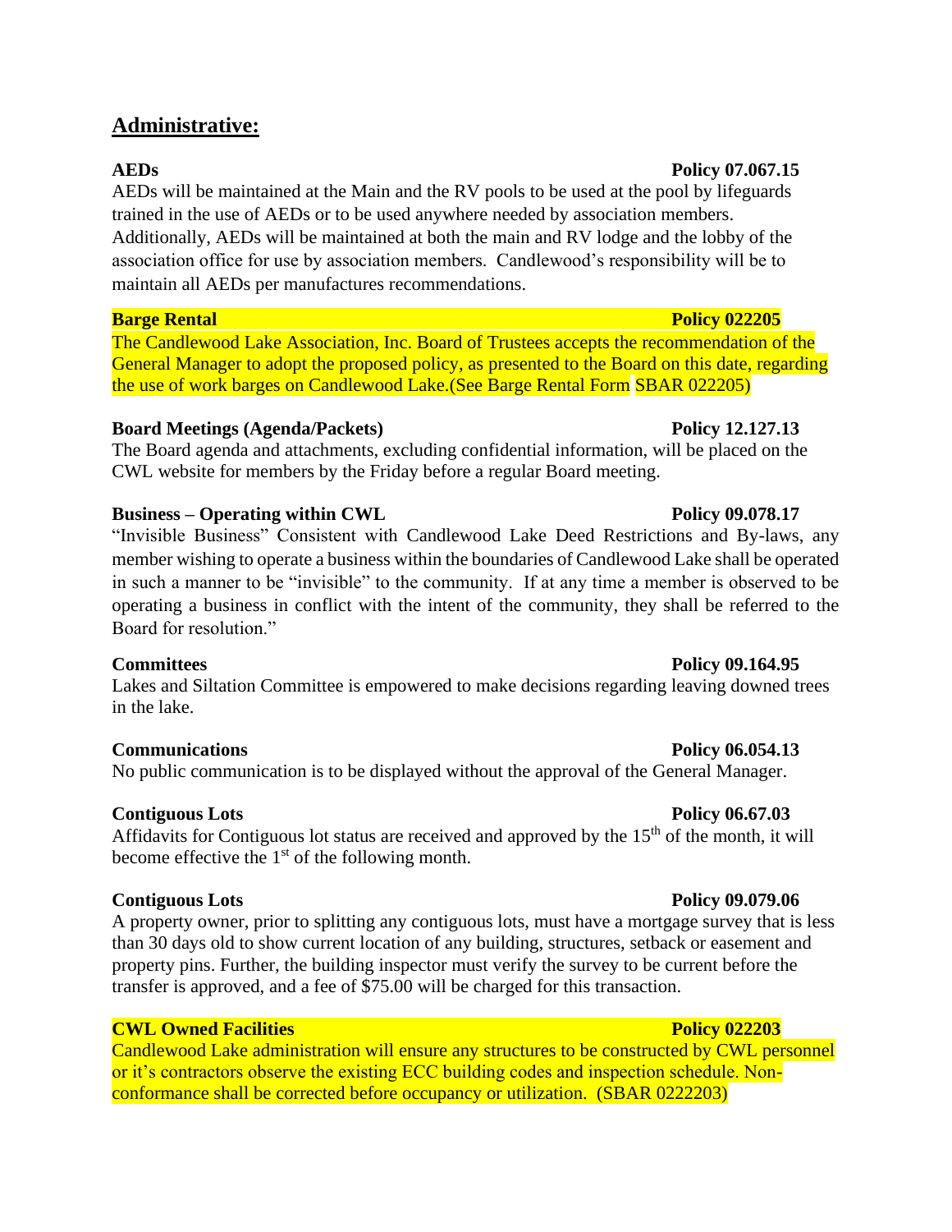## Administrative:

**AEDs** **Policy 07.067.15**

AEDs will be maintained at the Main and the RV pools to be used at the pool by lifeguards trained in the use of AEDs or to be used anywhere needed by association members. Additionally, AEDs will be maintained at both the main and RV lodge and the lobby of the association office for use by association members. Candlewood's responsibility will be to maintain all AEDs per manufactures recommendations.

**Barge Rental** **Policy 022205**

The Candlewood Lake Association, Inc. Board of Trustees accepts the recommendation of the General Manager to adopt the proposed policy, as presented to the Board on this date, regarding the use of work barges on Candlewood Lake.(See Barge Rental Form SBAR 022205)

**Board Meetings (Agenda/Packets)** **Policy 12.127.13**

The Board agenda and attachments, excluding confidential information, will be placed on the CWL website for members by the Friday before a regular Board meeting.

**Business – Operating within CWL** **Policy 09.078.17**

"Invisible Business" Consistent with Candlewood Lake Deed Restrictions and By-laws, any member wishing to operate a business within the boundaries of Candlewood Lake shall be operated in such a manner to be "invisible" to the community. If at any time a member is observed to be operating a business in conflict with the intent of the community, they shall be referred to the Board for resolution."

**Committees** **Policy 09.164.95**

Lakes and Siltation Committee is empowered to make decisions regarding leaving downed trees in the lake.

**Communications** **Policy 06.054.13**

No public communication is to be displayed without the approval of the General Manager.

**Contiguous Lots** **Policy 06.67.03**

Affidavits for Contiguous lot status are received and approved by the 15th of the month, it will become effective the 1st of the following month.

**Contiguous Lots** **Policy 09.079.06**

A property owner, prior to splitting any contiguous lots, must have a mortgage survey that is less than 30 days old to show current location of any building, structures, setback or easement and property pins. Further, the building inspector must verify the survey to be current before the transfer is approved, and a fee of $75.00 will be charged for this transaction.

**CWL Owned Facilities** **Policy 022203**

Candlewood Lake administration will ensure any structures to be constructed by CWL personnel or it's contractors observe the existing ECC building codes and inspection schedule. Non-conformance shall be corrected before occupancy or utilization. (SBAR 0222203)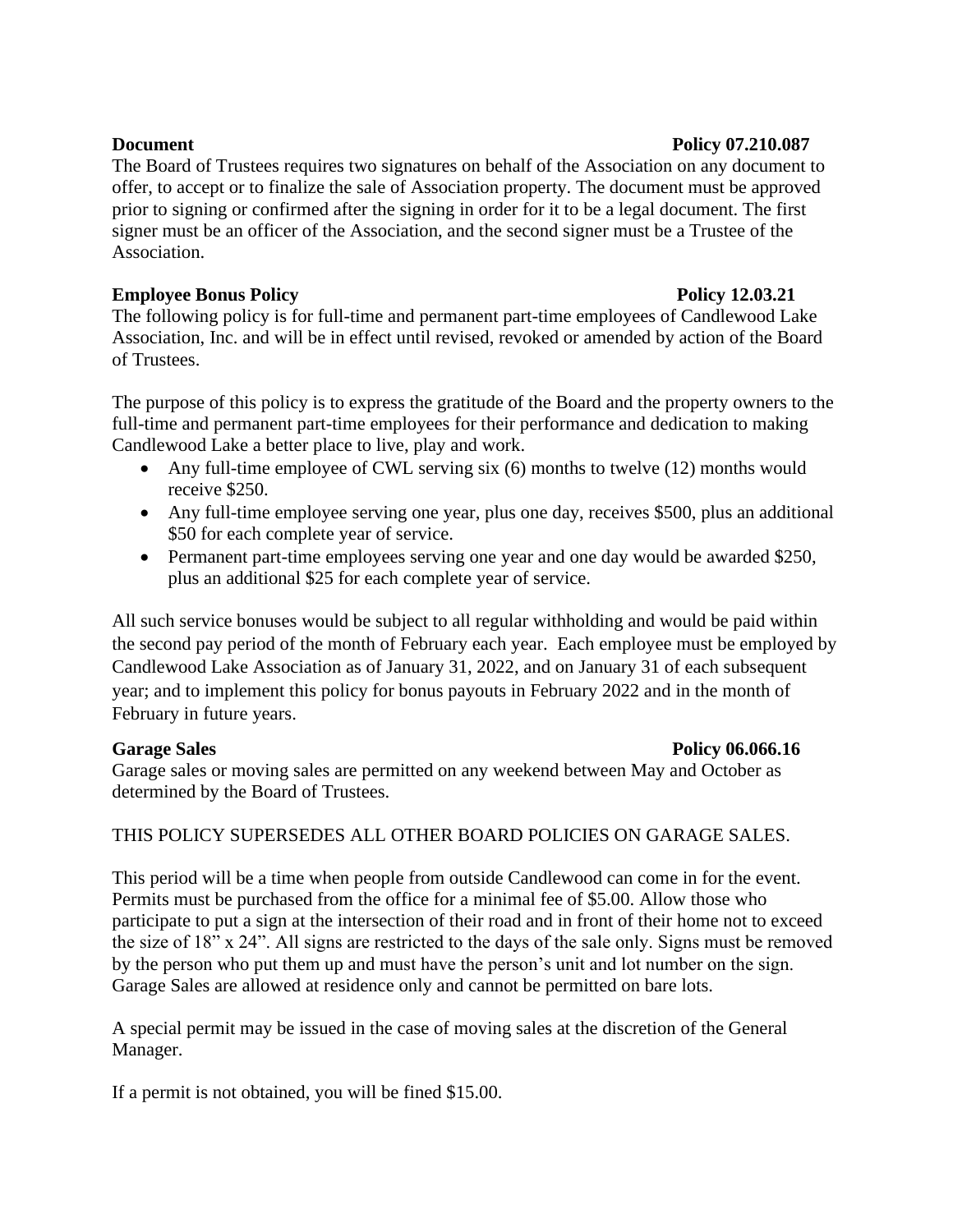**Document** **Policy 07.210.087**

The Board of Trustees requires two signatures on behalf of the Association on any document to offer, to accept or to finalize the sale of Association property. The document must be approved prior to signing or confirmed after the signing in order for it to be a legal document. The first signer must be an officer of the Association, and the second signer must be a Trustee of the Association.

**Employee Bonus Policy** **Policy 12.03.21**

The following policy is for full-time and permanent part-time employees of Candlewood Lake Association, Inc. and will be in effect until revised, revoked or amended by action of the Board of Trustees.

The purpose of this policy is to express the gratitude of the Board and the property owners to the full-time and permanent part-time employees for their performance and dedication to making Candlewood Lake a better place to live, play and work.

- Any full-time employee of CWL serving six (6) months to twelve (12) months would receive $250.
- Any full-time employee serving one year, plus one day, receives $500, plus an additional $50 for each complete year of service.
- Permanent part-time employees serving one year and one day would be awarded $250, plus an additional $25 for each complete year of service.

All such service bonuses would be subject to all regular withholding and would be paid within the second pay period of the month of February each year. Each employee must be employed by Candlewood Lake Association as of January 31, 2022, and on January 31 of each subsequent year; and to implement this policy for bonus payouts in February 2022 and in the month of February in future years.

**Garage Sales** **Policy 06.066.16**

Garage sales or moving sales are permitted on any weekend between May and October as determined by the Board of Trustees.

THIS POLICY SUPERSEDES ALL OTHER BOARD POLICIES ON GARAGE SALES.

This period will be a time when people from outside Candlewood can come in for the event. Permits must be purchased from the office for a minimal fee of $5.00. Allow those who participate to put a sign at the intersection of their road and in front of their home not to exceed the size of 18" x 24". All signs are restricted to the days of the sale only. Signs must be removed by the person who put them up and must have the person's unit and lot number on the sign. Garage Sales are allowed at residence only and cannot be permitted on bare lots.

A special permit may be issued in the case of moving sales at the discretion of the General Manager.

If a permit is not obtained, you will be fined $15.00.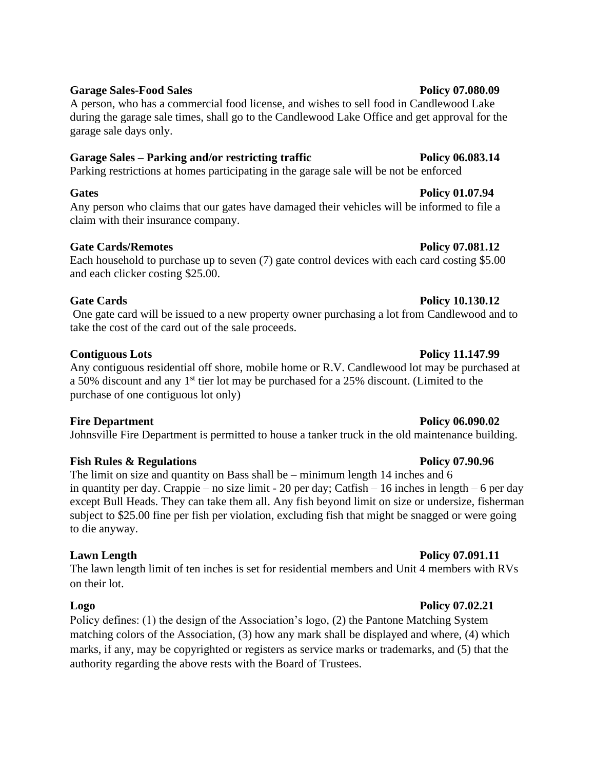**Garage Sales-Food Sales** **Policy 07.080.09**

A person, who has a commercial food license, and wishes to sell food in Candlewood Lake during the garage sale times, shall go to the Candlewood Lake Office and get approval for the garage sale days only.

**Garage Sales – Parking and/or restricting traffic** **Policy 06.083.14**

Parking restrictions at homes participating in the garage sale will be not be enforced

**Gates** **Policy 01.07.94**

Any person who claims that our gates have damaged their vehicles will be informed to file a claim with their insurance company.

**Gate Cards/Remotes** **Policy 07.081.12**

Each household to purchase up to seven (7) gate control devices with each card costing $5.00 and each clicker costing $25.00.

**Gate Cards** **Policy 10.130.12**

One gate card will be issued to a new property owner purchasing a lot from Candlewood and to take the cost of the card out of the sale proceeds.

**Contiguous Lots** **Policy 11.147.99**

Any contiguous residential off shore, mobile home or R.V. Candlewood lot may be purchased at a 50% discount and any 1st tier lot may be purchased for a 25% discount. (Limited to the purchase of one contiguous lot only)

**Fire Department** **Policy 06.090.02**

Johnsville Fire Department is permitted to house a tanker truck in the old maintenance building.

**Fish Rules & Regulations** **Policy 07.90.96**

The limit on size and quantity on Bass shall be – minimum length 14 inches and 6 in quantity per day. Crappie – no size limit - 20 per day; Catfish – 16 inches in length – 6 per day except Bull Heads. They can take them all. Any fish beyond limit on size or undersize, fisherman subject to $25.00 fine per fish per violation, excluding fish that might be snagged or were going to die anyway.

**Lawn Length** **Policy 07.091.11**

The lawn length limit of ten inches is set for residential members and Unit 4 members with RVs on their lot.

**Logo** **Policy 07.02.21**

Policy defines: (1) the design of the Association's logo, (2) the Pantone Matching System matching colors of the Association, (3) how any mark shall be displayed and where, (4) which marks, if any, may be copyrighted or registers as service marks or trademarks, and (5) that the authority regarding the above rests with the Board of Trustees.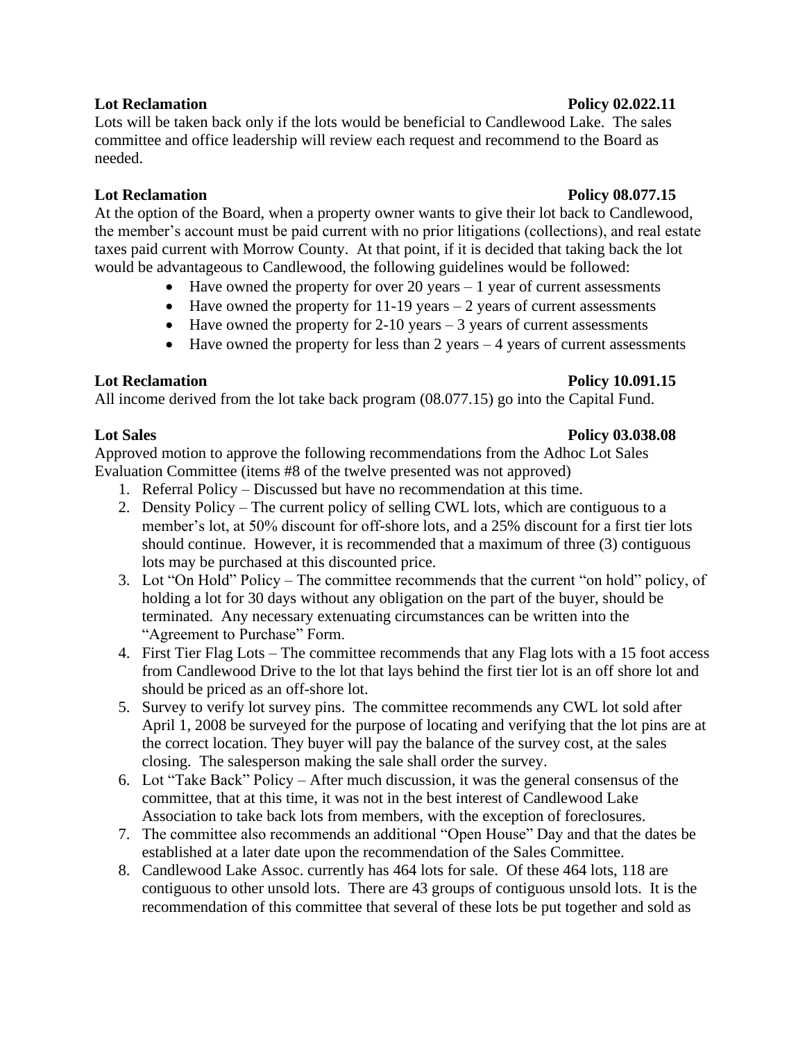**Lot Reclamation** **Policy 02.022.11**

Lots will be taken back only if the lots would be beneficial to Candlewood Lake. The sales committee and office leadership will review each request and recommend to the Board as needed.

**Lot Reclamation** **Policy 08.077.15**

At the option of the Board, when a property owner wants to give their lot back to Candlewood, the member's account must be paid current with no prior litigations (collections), and real estate taxes paid current with Morrow County. At that point, if it is decided that taking back the lot would be advantageous to Candlewood, the following guidelines would be followed:

- Have owned the property for over 20 years – 1 year of current assessments
- Have owned the property for 11-19 years – 2 years of current assessments
- Have owned the property for 2-10 years – 3 years of current assessments
- Have owned the property for less than 2 years – 4 years of current assessments

**Lot Reclamation** **Policy 10.091.15**

All income derived from the lot take back program (08.077.15) go into the Capital Fund.

**Lot Sales** **Policy 03.038.08**

Approved motion to approve the following recommendations from the Adhoc Lot Sales Evaluation Committee (items #8 of the twelve presented was not approved)

1. Referral Policy – Discussed but have no recommendation at this time.
2. Density Policy – The current policy of selling CWL lots, which are contiguous to a member's lot, at 50% discount for off-shore lots, and a 25% discount for a first tier lots should continue. However, it is recommended that a maximum of three (3) contiguous lots may be purchased at this discounted price.
3. Lot "On Hold" Policy – The committee recommends that the current "on hold" policy, of holding a lot for 30 days without any obligation on the part of the buyer, should be terminated. Any necessary extenuating circumstances can be written into the "Agreement to Purchase" Form.
4. First Tier Flag Lots – The committee recommends that any Flag lots with a 15 foot access from Candlewood Drive to the lot that lays behind the first tier lot is an off shore lot and should be priced as an off-shore lot.
5. Survey to verify lot survey pins. The committee recommends any CWL lot sold after April 1, 2008 be surveyed for the purpose of locating and verifying that the lot pins are at the correct location. They buyer will pay the balance of the survey cost, at the sales closing. The salesperson making the sale shall order the survey.
6. Lot "Take Back" Policy – After much discussion, it was the general consensus of the committee, that at this time, it was not in the best interest of Candlewood Lake Association to take back lots from members, with the exception of foreclosures.
7. The committee also recommends an additional "Open House" Day and that the dates be established at a later date upon the recommendation of the Sales Committee.
8. Candlewood Lake Assoc. currently has 464 lots for sale. Of these 464 lots, 118 are contiguous to other unsold lots. There are 43 groups of contiguous unsold lots. It is the recommendation of this committee that several of these lots be put together and sold as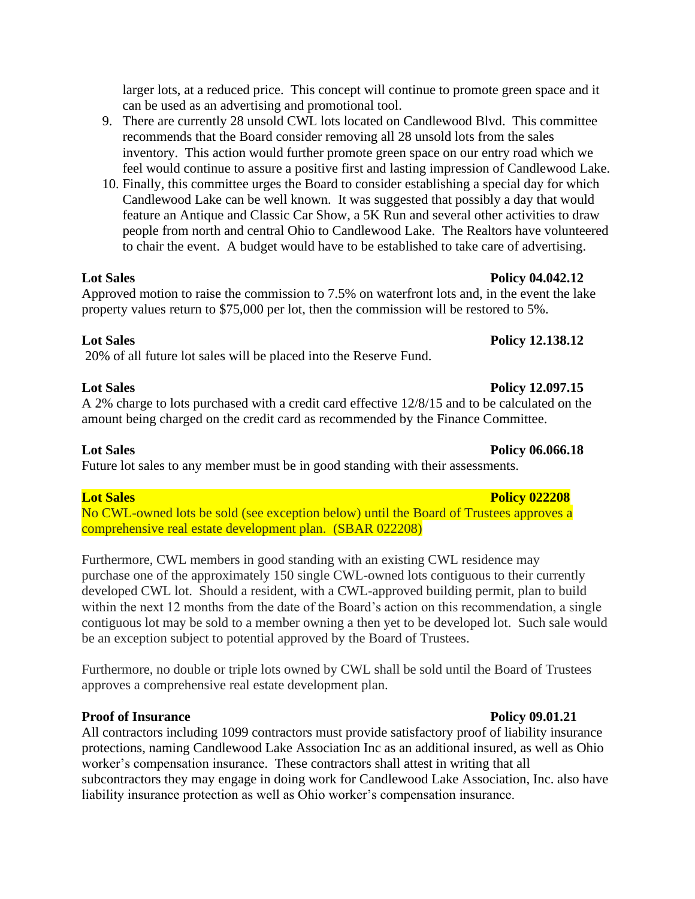larger lots, at a reduced price. This concept will continue to promote green space and it can be used as an advertising and promotional tool.

9. There are currently 28 unsold CWL lots located on Candlewood Blvd. This committee recommends that the Board consider removing all 28 unsold lots from the sales inventory. This action would further promote green space on our entry road which we feel would continue to assure a positive first and lasting impression of Candlewood Lake.
10. Finally, this committee urges the Board to consider establishing a special day for which Candlewood Lake can be well known. It was suggested that possibly a day that would feature an Antique and Classic Car Show, a 5K Run and several other activities to draw people from north and central Ohio to Candlewood Lake. The Realtors have volunteered to chair the event. A budget would have to be established to take care of advertising.

**Lot Sales** **Policy 04.042.12**

Approved motion to raise the commission to 7.5% on waterfront lots and, in the event the lake property values return to $75,000 per lot, then the commission will be restored to 5%.

**Lot Sales** **Policy 12.138.12**

20% of all future lot sales will be placed into the Reserve Fund.

**Lot Sales** **Policy 12.097.15**

A 2% charge to lots purchased with a credit card effective 12/8/15 and to be calculated on the amount being charged on the credit card as recommended by the Finance Committee.

**Lot Sales** **Policy 06.066.18**

Future lot sales to any member must be in good standing with their assessments.

**Lot Sales** **Policy 022208**

No CWL-owned lots be sold (see exception below) until the Board of Trustees approves a comprehensive real estate development plan. (SBAR 022208)

Furthermore, CWL members in good standing with an existing CWL residence may purchase one of the approximately 150 single CWL-owned lots contiguous to their currently developed CWL lot. Should a resident, with a CWL-approved building permit, plan to build within the next 12 months from the date of the Board's action on this recommendation, a single contiguous lot may be sold to a member owning a then yet to be developed lot. Such sale would be an exception subject to potential approved by the Board of Trustees.

Furthermore, no double or triple lots owned by CWL shall be sold until the Board of Trustees approves a comprehensive real estate development plan.

**Proof of Insurance** **Policy 09.01.21**

All contractors including 1099 contractors must provide satisfactory proof of liability insurance protections, naming Candlewood Lake Association Inc as an additional insured, as well as Ohio worker's compensation insurance. These contractors shall attest in writing that all subcontractors they may engage in doing work for Candlewood Lake Association, Inc. also have liability insurance protection as well as Ohio worker's compensation insurance.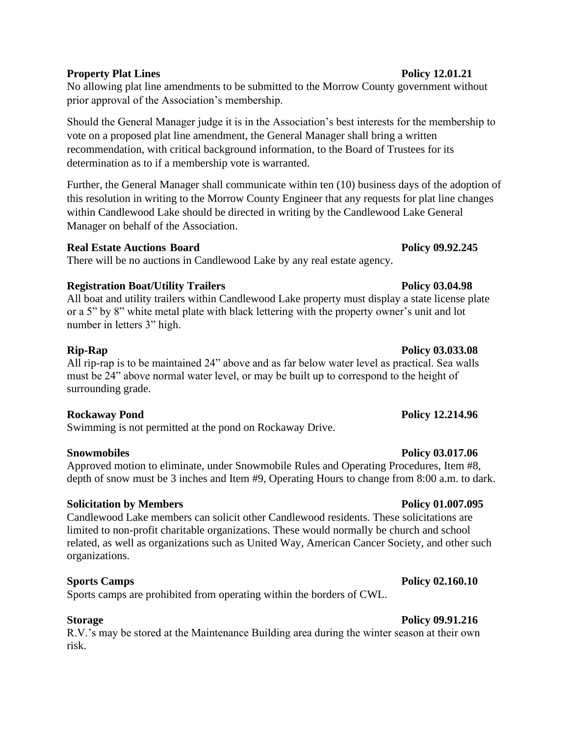**Property Plat Lines** **Policy 12.01.21**

No allowing plat line amendments to be submitted to the Morrow County government without prior approval of the Association's membership.

Should the General Manager judge it is in the Association's best interests for the membership to vote on a proposed plat line amendment, the General Manager shall bring a written recommendation, with critical background information, to the Board of Trustees for its determination as to if a membership vote is warranted.

Further, the General Manager shall communicate within ten (10) business days of the adoption of this resolution in writing to the Morrow County Engineer that any requests for plat line changes within Candlewood Lake should be directed in writing by the Candlewood Lake General Manager on behalf of the Association.

**Real Estate Auctions Board** **Policy 09.92.245**

There will be no auctions in Candlewood Lake by any real estate agency.

**Registration Boat/Utility Trailers** **Policy 03.04.98**

All boat and utility trailers within Candlewood Lake property must display a state license plate or a 5" by 8" white metal plate with black lettering with the property owner's unit and lot number in letters 3" high.

**Rip-Rap** **Policy 03.033.08**

All rip-rap is to be maintained 24" above and as far below water level as practical. Sea walls must be 24" above normal water level, or may be built up to correspond to the height of surrounding grade.

**Rockaway Pond** **Policy 12.214.96**

Swimming is not permitted at the pond on Rockaway Drive.

**Snowmobiles** **Policy 03.017.06**

Approved motion to eliminate, under Snowmobile Rules and Operating Procedures, Item #8, depth of snow must be 3 inches and Item #9, Operating Hours to change from 8:00 a.m. to dark.

**Solicitation by Members** **Policy 01.007.095**

Candlewood Lake members can solicit other Candlewood residents. These solicitations are limited to non-profit charitable organizations. These would normally be church and school related, as well as organizations such as United Way, American Cancer Society, and other such organizations.

**Sports Camps** **Policy 02.160.10**

Sports camps are prohibited from operating within the borders of CWL.

**Storage** **Policy 09.91.216**

R.V.'s may be stored at the Maintenance Building area during the winter season at their own risk.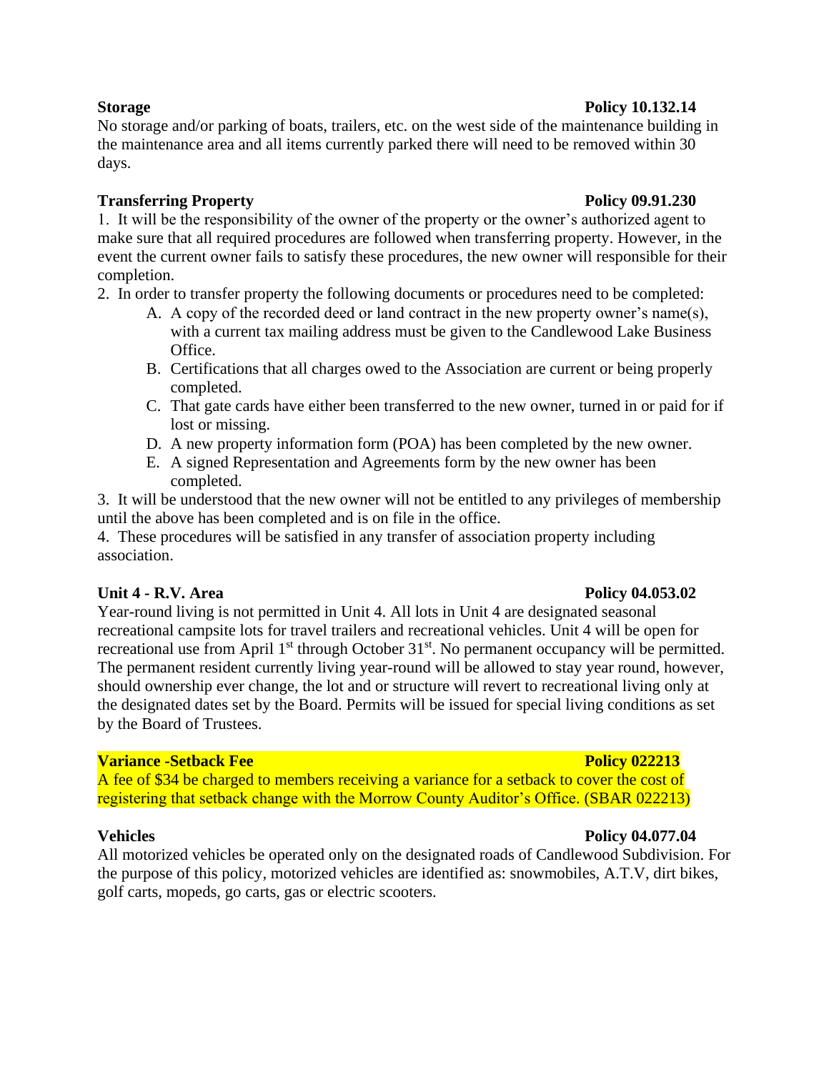**Storage** **Policy 10.132.14**

No storage and/or parking of boats, trailers, etc. on the west side of the maintenance building in the maintenance area and all items currently parked there will need to be removed within 30 days.

**Transferring Property** **Policy 09.91.230**

1. It will be the responsibility of the owner of the property or the owner's authorized agent to make sure that all required procedures are followed when transferring property. However, in the event the current owner fails to satisfy these procedures, the new owner will responsible for their completion.
2. In order to transfer property the following documents or procedures need to be completed:
   A. A copy of the recorded deed or land contract in the new property owner's name(s), with a current tax mailing address must be given to the Candlewood Lake Business Office.
   B. Certifications that all charges owed to the Association are current or being properly completed.
   C. That gate cards have either been transferred to the new owner, turned in or paid for if lost or missing.
   D. A new property information form (POA) has been completed by the new owner.
   E. A signed Representation and Agreements form by the new owner has been completed.
3. It will be understood that the new owner will not be entitled to any privileges of membership until the above has been completed and is on file in the office.
4. These procedures will be satisfied in any transfer of association property including association.

**Unit 4 - R.V. Area** **Policy 04.053.02**

Year-round living is not permitted in Unit 4. All lots in Unit 4 are designated seasonal recreational campsite lots for travel trailers and recreational vehicles. Unit 4 will be open for recreational use from April 1st through October 31st. No permanent occupancy will be permitted. The permanent resident currently living year-round will be allowed to stay year round, however, should ownership ever change, the lot and or structure will revert to recreational living only at the designated dates set by the Board. Permits will be issued for special living conditions as set by the Board of Trustees.

**Variance -Setback Fee** **Policy 022213**

A fee of $34 be charged to members receiving a variance for a setback to cover the cost of registering that setback change with the Morrow County Auditor's Office. (SBAR 022213)

**Vehicles** **Policy 04.077.04**

All motorized vehicles be operated only on the designated roads of Candlewood Subdivision. For the purpose of this policy, motorized vehicles are identified as: snowmobiles, A.T.V, dirt bikes, golf carts, mopeds, go carts, gas or electric scooters.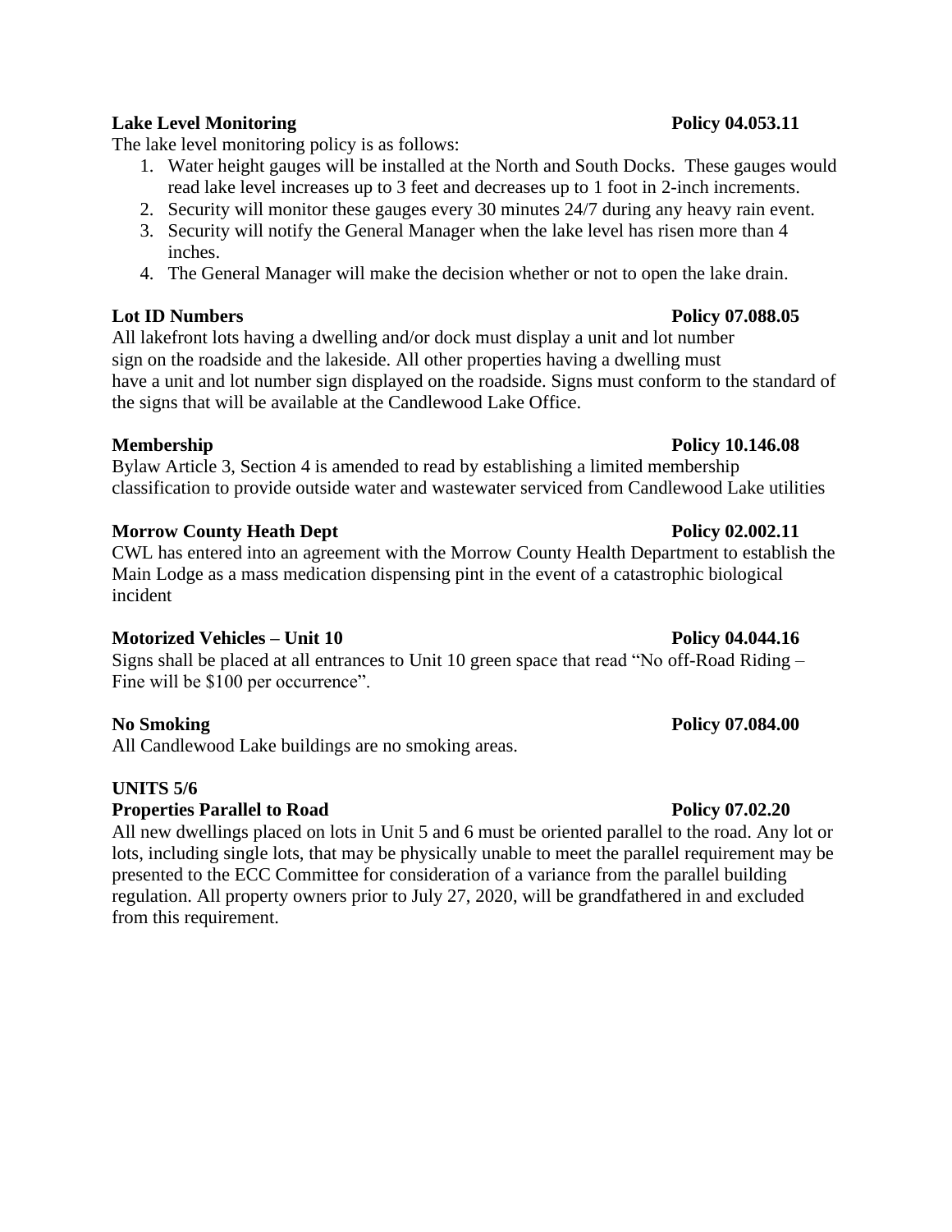**Lake Level Monitoring** **Policy 04.053.11**

The lake level monitoring policy is as follows:

1. Water height gauges will be installed at the North and South Docks. These gauges would read lake level increases up to 3 feet and decreases up to 1 foot in 2-inch increments.
2. Security will monitor these gauges every 30 minutes 24/7 during any heavy rain event.
3. Security will notify the General Manager when the lake level has risen more than 4 inches.
4. The General Manager will make the decision whether or not to open the lake drain.

**Lot ID Numbers** **Policy 07.088.05**

All lakefront lots having a dwelling and/or dock must display a unit and lot number sign on the roadside and the lakeside. All other properties having a dwelling must have a unit and lot number sign displayed on the roadside. Signs must conform to the standard of the signs that will be available at the Candlewood Lake Office.

**Membership** **Policy 10.146.08**

Bylaw Article 3, Section 4 is amended to read by establishing a limited membership classification to provide outside water and wastewater serviced from Candlewood Lake utilities

**Morrow County Heath Dept** **Policy 02.002.11**

CWL has entered into an agreement with the Morrow County Health Department to establish the Main Lodge as a mass medication dispensing pint in the event of a catastrophic biological incident

**Motorized Vehicles – Unit 10** **Policy 04.044.16**

Signs shall be placed at all entrances to Unit 10 green space that read "No off-Road Riding – Fine will be $100 per occurrence".

**No Smoking** **Policy 07.084.00**

All Candlewood Lake buildings are no smoking areas.

**UNITS 5/6**

**Properties Parallel to Road** **Policy 07.02.20**

All new dwellings placed on lots in Unit 5 and 6 must be oriented parallel to the road. Any lot or lots, including single lots, that may be physically unable to meet the parallel requirement may be presented to the ECC Committee for consideration of a variance from the parallel building regulation. All property owners prior to July 27, 2020, will be grandfathered in and excluded from this requirement.